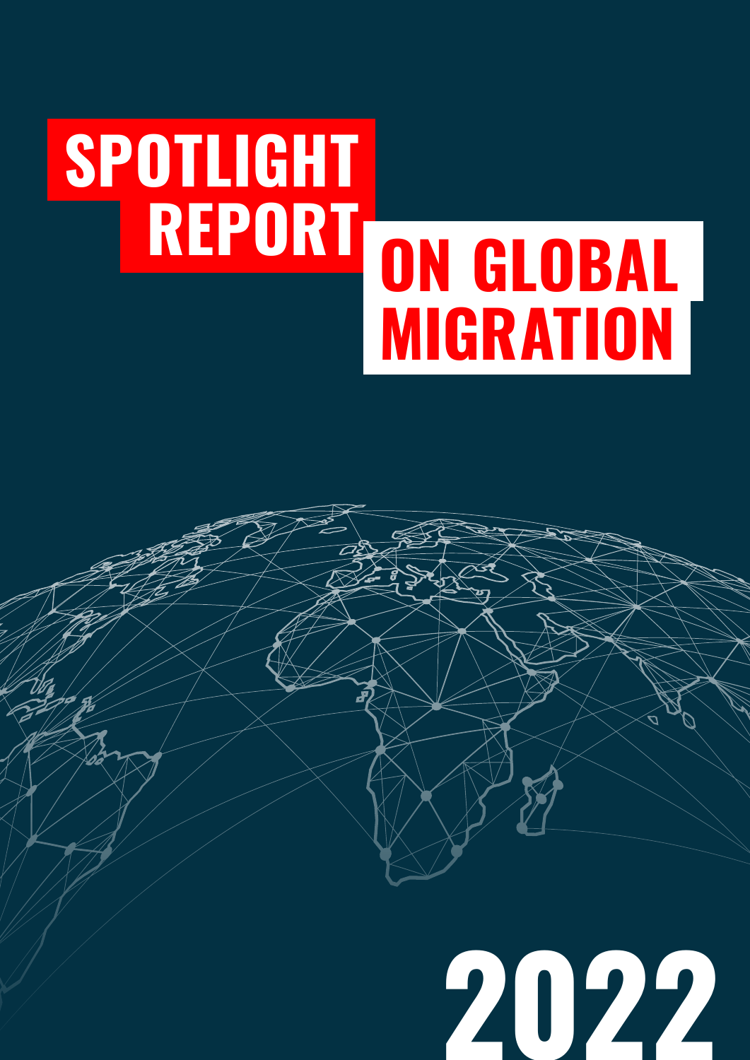# SPOTLIGHT REPORT ON GLOBAL MIGRATION

# 2022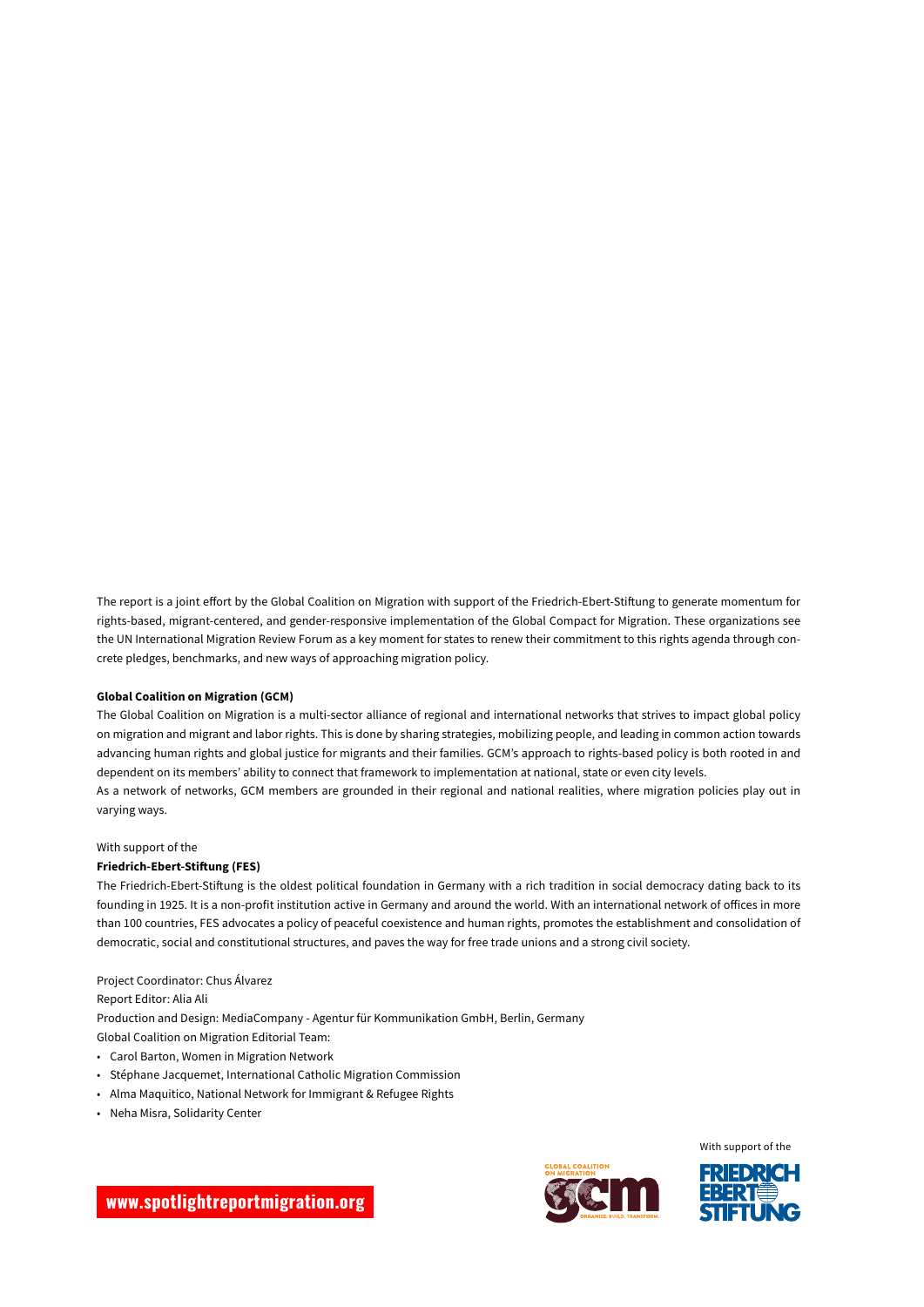The report is a joint effort by the Global Coalition on Migration with support of the Friedrich-Ebert-Stiftung to generate momentum for rights-based, migrant-centered, and gender-responsive implementation of the Global Compact for Migration. These organizations see the UN International Migration Review Forum as a key moment for states to renew their commitment to this rights agenda through concrete pledges, benchmarks, and new ways of approaching migration policy.

**Global Coalition on Migration (GCM)**

The Global Coalition on Migration is a multi-sector alliance of regional and international networks that strives to impact global policy on migration and migrant and labor rights. This is done by sharing strategies, mobilizing people, and leading in common action towards advancing human rights and global justice for migrants and their families. GCM's approach to rights-based policy is both rooted in and dependent on its members' ability to connect that framework to implementation at national, state or even city levels.

As a network of networks, GCM members are grounded in their regional and national realities, where migration policies play out in varying ways.

With support of the

**Friedrich-Ebert-Stiftung (FES)**

The Friedrich-Ebert-Stiftung is the oldest political foundation in Germany with a rich tradition in social democracy dating back to its founding in 1925. It is a non-profit institution active in Germany and around the world. With an international network of offices in more than 100 countries, FES advocates a policy of peaceful coexistence and human rights, promotes the establishment and consolidation of democratic, social and constitutional structures, and paves the way for free trade unions and a strong civil society.

Project Coordinator: Chus Álvarez

Report Editor: Alia Ali

Production and Design: MediaCompany - Agentur für Kommunikation GmbH, Berlin, Germany

Global Coalition on Migration Editorial Team:

- Carol Barton, Women in Migration Network
- Stéphane Jacquemet, International Catholic Migration Commission
- Alma Maquitico, National Network for Immigrant & Refugee Rights
- Neha Misra, Solidarity Center

**www.spotlightreportmigration.org**

GLOBAL COALITION ON MIGRATION gcm ORGANIZE. BUILD. TRANSFORM.

With support of the

FRIEDRICH EBERT STIFTUNG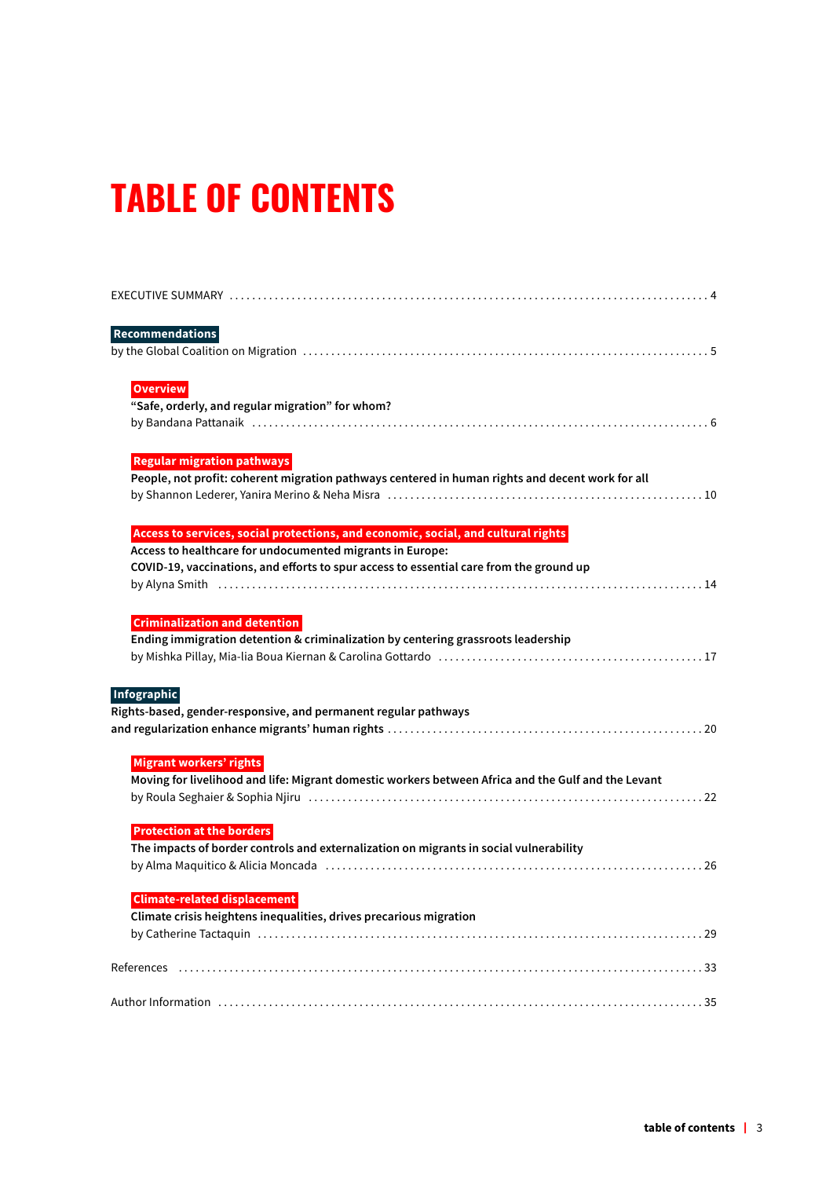# TABLE OF CONTENTS

EXECUTIVE SUMMARY . . . . . 4

**Recommendations**
by the Global Coalition on Migration . . . . . 5

**Overview**
**"Safe, orderly, and regular migration" for whom?**
by Bandana Pattanaik . . . . . 6

**Regular migration pathways**
**People, not profit: coherent migration pathways centered in human rights and decent work for all**
by Shannon Lederer, Yanira Merino & Neha Misra . . . . . 10

**Access to services, social protections, and economic, social, and cultural rights**
**Access to healthcare for undocumented migrants in Europe:**
**COVID-19, vaccinations, and efforts to spur access to essential care from the ground up**
by Alyna Smith . . . . . 14

**Criminalization and detention**
**Ending immigration detention & criminalization by centering grassroots leadership**
by Mishka Pillay, Mia-lia Boua Kiernan & Carolina Gottardo . . . . . 17

**Infographic**
**Rights-based, gender-responsive, and permanent regular pathways and regularization enhance migrants' human rights** . . . . . 20

**Migrant workers' rights**
**Moving for livelihood and life: Migrant domestic workers between Africa and the Gulf and the Levant**
by Roula Seghaier & Sophia Njiru . . . . . 22

**Protection at the borders**
**The impacts of border controls and externalization on migrants in social vulnerability**
by Alma Maquitico & Alicia Moncada . . . . . 26

**Climate-related displacement**
**Climate crisis heightens inequalities, drives precarious migration**
by Catherine Tactaquin . . . . . 29

References . . . . . 33

Author Information . . . . . 35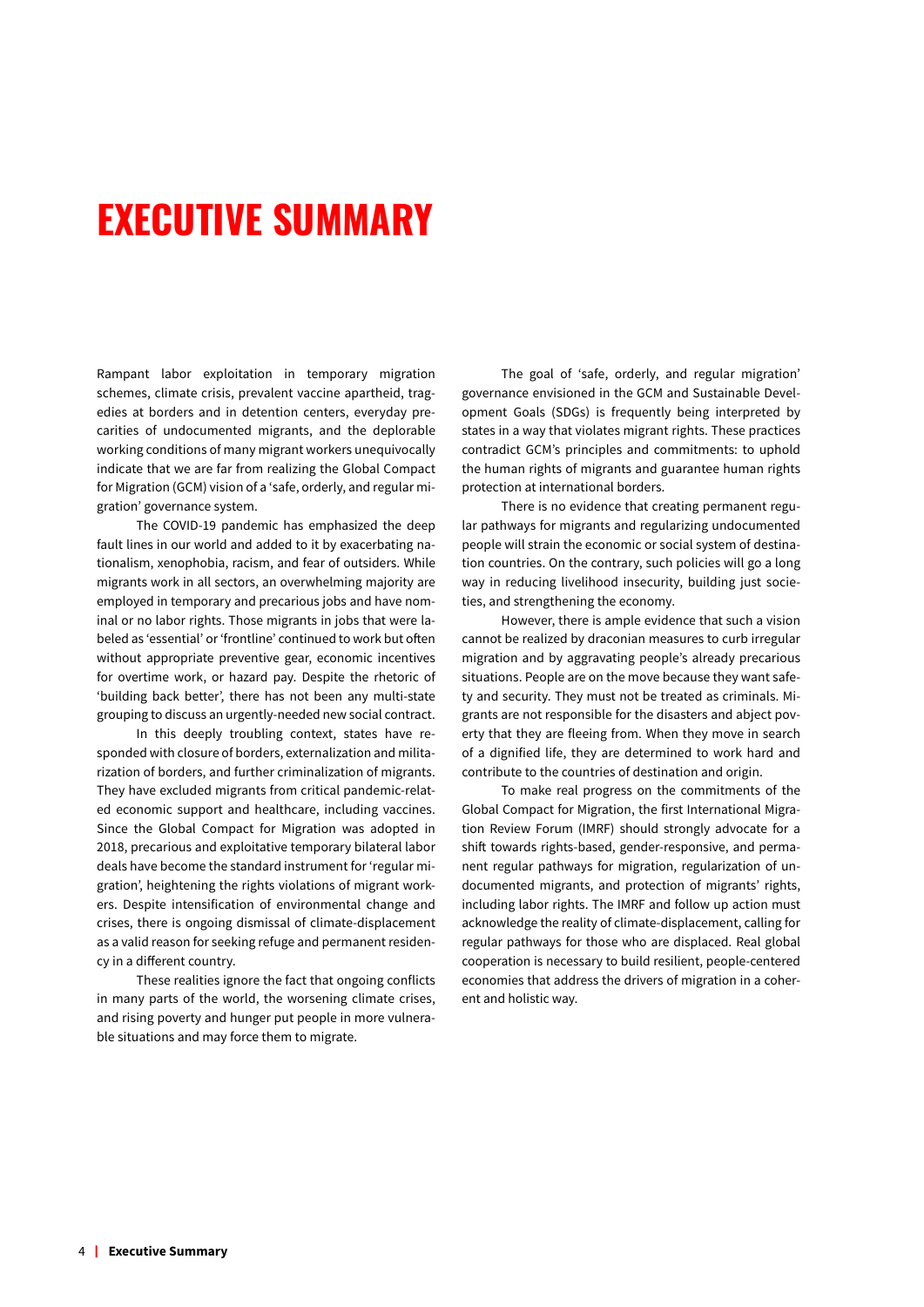# EXECUTIVE SUMMARY

Rampant labor exploitation in temporary migration schemes, climate crisis, prevalent vaccine apartheid, tragedies at borders and in detention centers, everyday precarities of undocumented migrants, and the deplorable working conditions of many migrant workers unequivocally indicate that we are far from realizing the Global Compact for Migration (GCM) vision of a 'safe, orderly, and regular migration' governance system.

The COVID-19 pandemic has emphasized the deep fault lines in our world and added to it by exacerbating nationalism, xenophobia, racism, and fear of outsiders. While migrants work in all sectors, an overwhelming majority are employed in temporary and precarious jobs and have nominal or no labor rights. Those migrants in jobs that were labeled as 'essential' or 'frontline' continued to work but often without appropriate preventive gear, economic incentives for overtime work, or hazard pay. Despite the rhetoric of 'building back better', there has not been any multi-state grouping to discuss an urgently-needed new social contract.

In this deeply troubling context, states have responded with closure of borders, externalization and militarization of borders, and further criminalization of migrants. They have excluded migrants from critical pandemic-related economic support and healthcare, including vaccines. Since the Global Compact for Migration was adopted in 2018, precarious and exploitative temporary bilateral labor deals have become the standard instrument for 'regular migration', heightening the rights violations of migrant workers. Despite intensification of environmental change and crises, there is ongoing dismissal of climate-displacement as a valid reason for seeking refuge and permanent residency in a different country.

These realities ignore the fact that ongoing conflicts in many parts of the world, the worsening climate crises, and rising poverty and hunger put people in more vulnerable situations and may force them to migrate.

The goal of 'safe, orderly, and regular migration' governance envisioned in the GCM and Sustainable Development Goals (SDGs) is frequently being interpreted by states in a way that violates migrant rights. These practices contradict GCM's principles and commitments: to uphold the human rights of migrants and guarantee human rights protection at international borders.

There is no evidence that creating permanent regular pathways for migrants and regularizing undocumented people will strain the economic or social system of destination countries. On the contrary, such policies will go a long way in reducing livelihood insecurity, building just societies, and strengthening the economy.

However, there is ample evidence that such a vision cannot be realized by draconian measures to curb irregular migration and by aggravating people's already precarious situations. People are on the move because they want safety and security. They must not be treated as criminals. Migrants are not responsible for the disasters and abject poverty that they are fleeing from. When they move in search of a dignified life, they are determined to work hard and contribute to the countries of destination and origin.

To make real progress on the commitments of the Global Compact for Migration, the first International Migration Review Forum (IMRF) should strongly advocate for a shift towards rights-based, gender-responsive, and permanent regular pathways for migration, regularization of undocumented migrants, and protection of migrants' rights, including labor rights. The IMRF and follow up action must acknowledge the reality of climate-displacement, calling for regular pathways for those who are displaced. Real global cooperation is necessary to build resilient, people-centered economies that address the drivers of migration in a coherent and holistic way.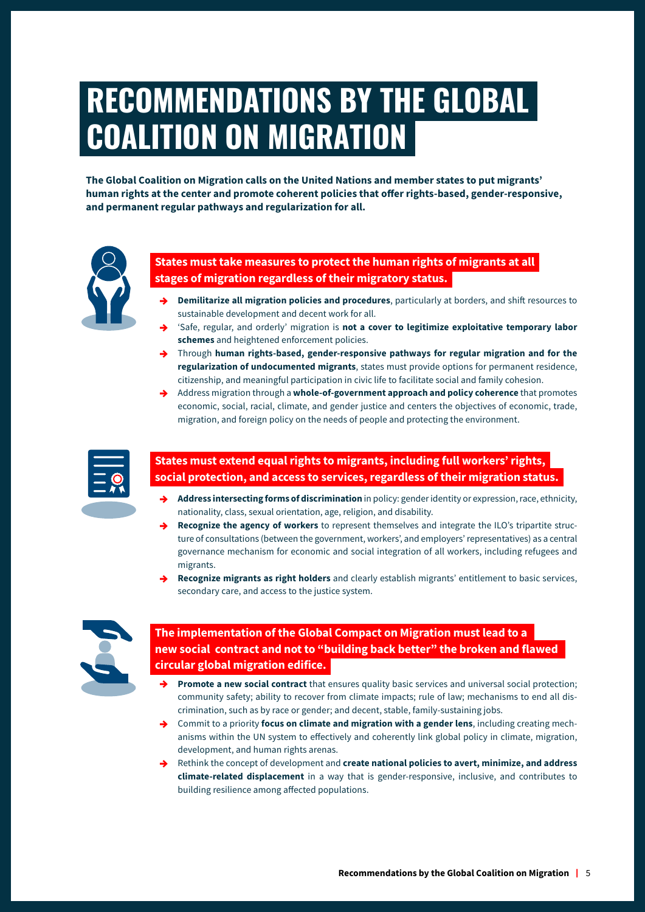# RECOMMENDATIONS BY THE GLOBAL COALITION ON MIGRATION

**The Global Coalition on Migration calls on the United Nations and member states to put migrants' human rights at the center and promote coherent policies that offer rights-based, gender-responsive, and permanent regular pathways and regularization for all.**

## States must take measures to protect the human rights of migrants at all stages of migration regardless of their migratory status.

- **Demilitarize all migration policies and procedures**, particularly at borders, and shift resources to sustainable development and decent work for all.
- 'Safe, regular, and orderly' migration is **not a cover to legitimize exploitative temporary labor schemes** and heightened enforcement policies.
- Through **human rights-based, gender-responsive pathways for regular migration and for the regularization of undocumented migrants**, states must provide options for permanent residence, citizenship, and meaningful participation in civic life to facilitate social and family cohesion.
- Address migration through a **whole-of-government approach and policy coherence** that promotes economic, social, racial, climate, and gender justice and centers the objectives of economic, trade, migration, and foreign policy on the needs of people and protecting the environment.

## States must extend equal rights to migrants, including full workers' rights, social protection, and access to services, regardless of their migration status.

- **Address intersecting forms of discrimination** in policy: gender identity or expression, race, ethnicity, nationality, class, sexual orientation, age, religion, and disability.
- **Recognize the agency of workers** to represent themselves and integrate the ILO's tripartite structure of consultations (between the government, workers', and employers' representatives) as a central governance mechanism for economic and social integration of all workers, including refugees and migrants.
- **Recognize migrants as right holders** and clearly establish migrants' entitlement to basic services, secondary care, and access to the justice system.

## The implementation of the Global Compact on Migration must lead to a new social contract and not to "building back better" the broken and flawed circular global migration edifice.

- **Promote a new social contract** that ensures quality basic services and universal social protection; community safety; ability to recover from climate impacts; rule of law; mechanisms to end all discrimination, such as by race or gender; and decent, stable, family-sustaining jobs.
- Commit to a priority **focus on climate and migration with a gender lens**, including creating mechanisms within the UN system to effectively and coherently link global policy in climate, migration, development, and human rights arenas.
- Rethink the concept of development and **create national policies to avert, minimize, and address climate-related displacement** in a way that is gender-responsive, inclusive, and contributes to building resilience among affected populations.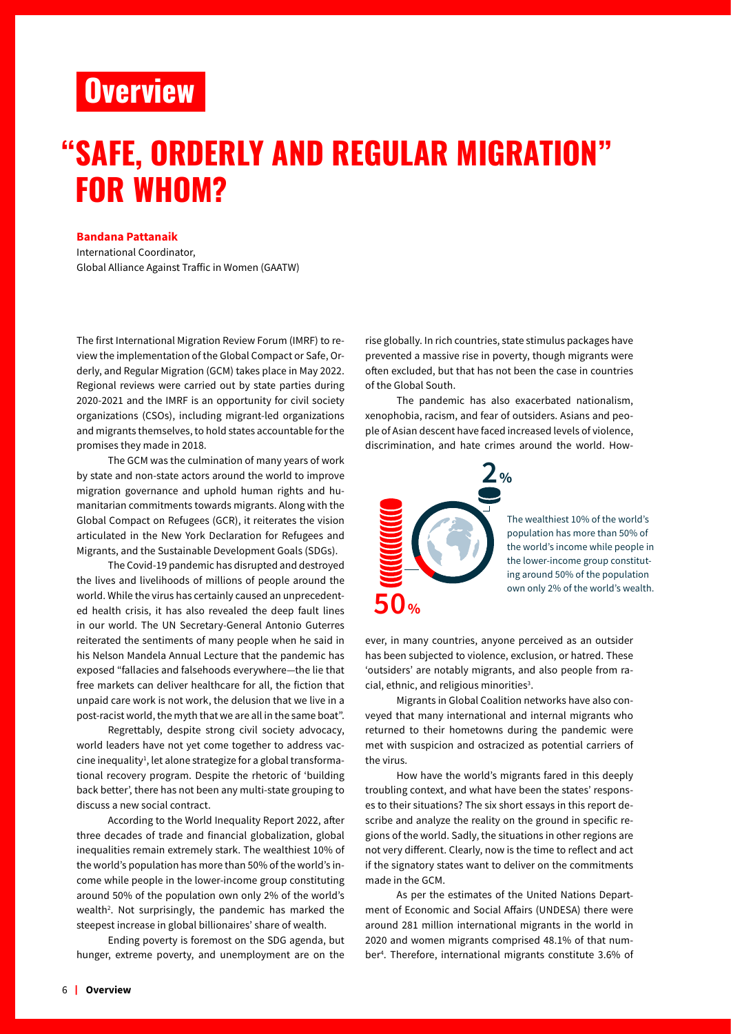# Overview

## "SAFE, ORDERLY AND REGULAR MIGRATION" FOR WHOM?

**Bandana Pattanaik**

International Coordinator,
Global Alliance Against Traffic in Women (GAATW)

The first International Migration Review Forum (IMRF) to review the implementation of the Global Compact or Safe, Orderly, and Regular Migration (GCM) takes place in May 2022. Regional reviews were carried out by state parties during 2020-2021 and the IMRF is an opportunity for civil society organizations (CSOs), including migrant-led organizations and migrants themselves, to hold states accountable for the promises they made in 2018.

The GCM was the culmination of many years of work by state and non-state actors around the world to improve migration governance and uphold human rights and humanitarian commitments towards migrants. Along with the Global Compact on Refugees (GCR), it reiterates the vision articulated in the New York Declaration for Refugees and Migrants, and the Sustainable Development Goals (SDGs).

The Covid-19 pandemic has disrupted and destroyed the lives and livelihoods of millions of people around the world. While the virus has certainly caused an unprecedented health crisis, it has also revealed the deep fault lines in our world. The UN Secretary-General Antonio Guterres reiterated the sentiments of many people when he said in his Nelson Mandela Annual Lecture that the pandemic has exposed "fallacies and falsehoods everywhere—the lie that free markets can deliver healthcare for all, the fiction that unpaid care work is not work, the delusion that we live in a post-racist world, the myth that we are all in the same boat".

Regrettably, despite strong civil society advocacy, world leaders have not yet come together to address vaccine inequality[1], let alone strategize for a global transformational recovery program. Despite the rhetoric of 'building back better', there has not been any multi-state grouping to discuss a new social contract.

According to the World Inequality Report 2022, after three decades of trade and financial globalization, global inequalities remain extremely stark. The wealthiest 10% of the world's population has more than 50% of the world's income while people in the lower-income group constituting around 50% of the population own only 2% of the world's wealth[2]. Not surprisingly, the pandemic has marked the steepest increase in global billionaires' share of wealth.

Ending poverty is foremost on the SDG agenda, but hunger, extreme poverty, and unemployment are on the rise globally. In rich countries, state stimulus packages have prevented a massive rise in poverty, though migrants were often excluded, but that has not been the case in countries of the Global South.

The pandemic has also exacerbated nationalism, xenophobia, racism, and fear of outsiders. Asians and people of Asian descent have faced increased levels of violence, discrimination, and hate crimes around the world. However, in many countries, anyone perceived as an outsider has been subjected to violence, exclusion, or hatred. These 'outsiders' are notably migrants, and also people from racial, ethnic, and religious minorities[3].

2%

50%

The wealthiest 10% of the world's population has more than 50% of the world's income while people in the lower-income group constituting around 50% of the population own only 2% of the world's wealth.

Migrants in Global Coalition networks have also conveyed that many international and internal migrants who returned to their hometowns during the pandemic were met with suspicion and ostracized as potential carriers of the virus.

How have the world's migrants fared in this deeply troubling context, and what have been the states' responses to their situations? The six short essays in this report describe and analyze the reality on the ground in specific regions of the world. Sadly, the situations in other regions are not very different. Clearly, now is the time to reflect and act if the signatory states want to deliver on the commitments made in the GCM.

As per the estimates of the United Nations Department of Economic and Social Affairs (UNDESA) there were around 281 million international migrants in the world in 2020 and women migrants comprised 48.1% of that number[4]. Therefore, international migrants constitute 3.6% of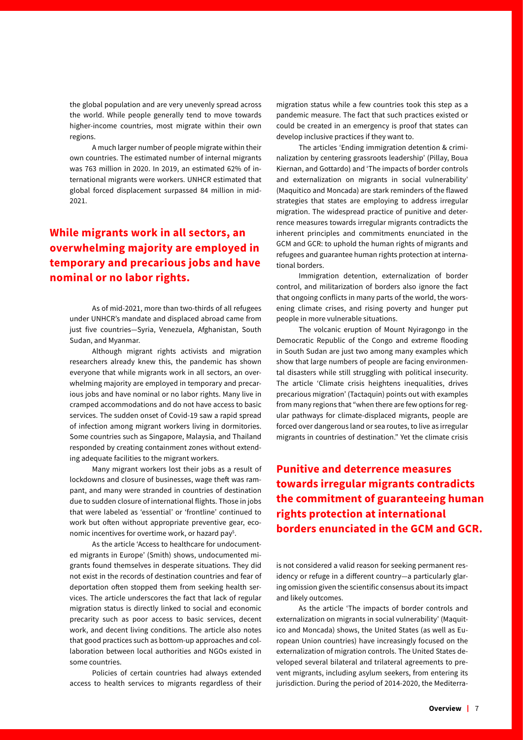the global population and are very unevenly spread across the world. While people generally tend to move towards higher-income countries, most migrate within their own regions.

A much larger number of people migrate within their own countries. The estimated number of internal migrants was 763 million in 2020. In 2019, an estimated 62% of international migrants were workers. UNHCR estimated that global forced displacement surpassed 84 million in mid-2021.

### While migrants work in all sectors, an overwhelming majority are employed in temporary and precarious jobs and have nominal or no labor rights.

As of mid-2021, more than two-thirds of all refugees under UNHCR's mandate and displaced abroad came from just five countries—Syria, Venezuela, Afghanistan, South Sudan, and Myanmar.

Although migrant rights activists and migration researchers already knew this, the pandemic has shown everyone that while migrants work in all sectors, an overwhelming majority are employed in temporary and precarious jobs and have nominal or no labor rights. Many live in cramped accommodations and do not have access to basic services. The sudden onset of Covid-19 saw a rapid spread of infection among migrant workers living in dormitories. Some countries such as Singapore, Malaysia, and Thailand responded by creating containment zones without extending adequate facilities to the migrant workers.

Many migrant workers lost their jobs as a result of lockdowns and closure of businesses, wage theft was rampant, and many were stranded in countries of destination due to sudden closure of international flights. Those in jobs that were labeled as 'essential' or 'frontline' continued to work but often without appropriate preventive gear, economic incentives for overtime work, or hazard pay[5].

As the article 'Access to healthcare for undocumented migrants in Europe' (Smith) shows, undocumented migrants found themselves in desperate situations. They did not exist in the records of destination countries and fear of deportation often stopped them from seeking health services. The article underscores the fact that lack of regular migration status is directly linked to social and economic precarity such as poor access to basic services, decent work, and decent living conditions. The article also notes that good practices such as bottom-up approaches and collaboration between local authorities and NGOs existed in some countries.

Policies of certain countries had always extended access to health services to migrants regardless of their migration status while a few countries took this step as a pandemic measure. The fact that such practices existed or could be created in an emergency is proof that states can develop inclusive practices if they want to.

The articles 'Ending immigration detention & criminalization by centering grassroots leadership' (Pillay, Boua Kiernan, and Gottardo) and 'The impacts of border controls and externalization on migrants in social vulnerability' (Maquitico and Moncada) are stark reminders of the flawed strategies that states are employing to address irregular migration. The widespread practice of punitive and deterrence measures towards irregular migrants contradicts the inherent principles and commitments enunciated in the GCM and GCR: to uphold the human rights of migrants and refugees and guarantee human rights protection at international borders.

Immigration detention, externalization of border control, and militarization of borders also ignore the fact that ongoing conflicts in many parts of the world, the worsening climate crises, and rising poverty and hunger put people in more vulnerable situations.

The volcanic eruption of Mount Nyiragongo in the Democratic Republic of the Congo and extreme flooding in South Sudan are just two among many examples which show that large numbers of people are facing environmental disasters while still struggling with political insecurity. The article 'Climate crisis heightens inequalities, drives precarious migration' (Tactaquin) points out with examples from many regions that "when there are few options for regular pathways for climate-displaced migrants, people are forced over dangerous land or sea routes, to live as irregular migrants in countries of destination." Yet the climate crisis is not considered a valid reason for seeking permanent residency or refuge in a different country—a particularly glaring omission given the scientific consensus about its impact and likely outcomes.

### Punitive and deterrence measures towards irregular migrants contradicts the commitment of guaranteeing human rights protection at international borders enunciated in the GCM and GCR.

As the article 'The impacts of border controls and externalization on migrants in social vulnerability' (Maquitico and Moncada) shows, the United States (as well as European Union countries) have increasingly focused on the externalization of migration controls. The United States developed several bilateral and trilateral agreements to prevent migrants, including asylum seekers, from entering its jurisdiction. During the period of 2014-2020, the Mediterra-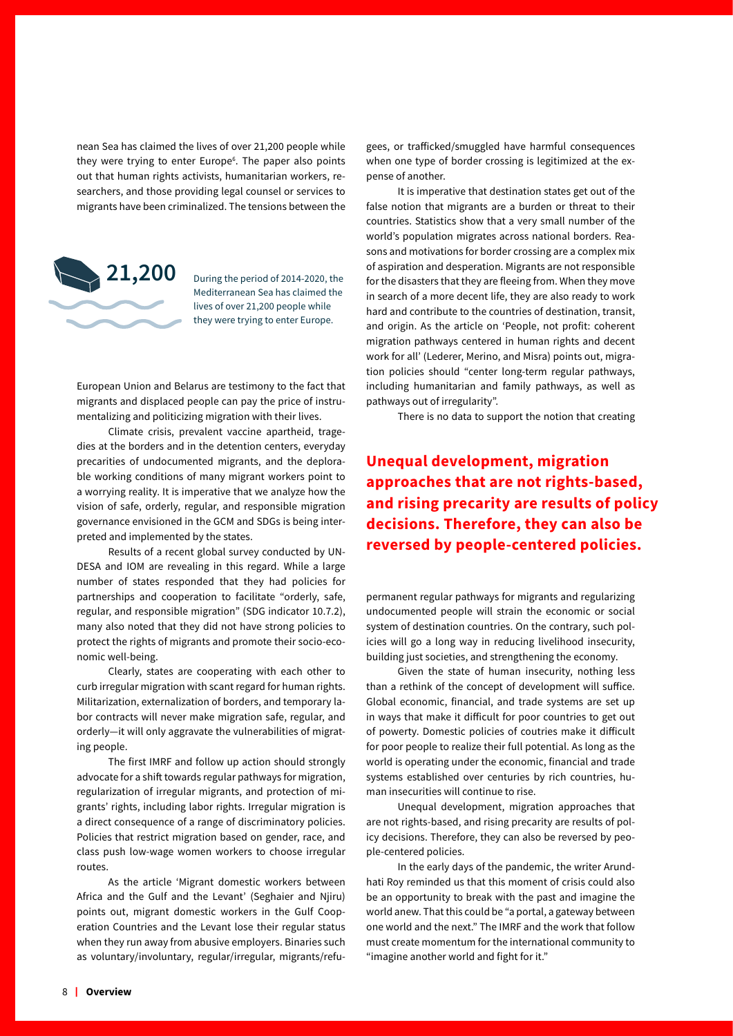nean Sea has claimed the lives of over 21,200 people while they were trying to enter Europe[6]. The paper also points out that human rights activists, humanitarian workers, researchers, and those providing legal counsel or services to migrants have been criminalized. The tensions between the European Union and Belarus are testimony to the fact that migrants and displaced people can pay the price of instrumentalizing and politicizing migration with their lives.

**21,200**

During the period of 2014-2020, the Mediterranean Sea has claimed the lives of over 21,200 people while they were trying to enter Europe.

Climate crisis, prevalent vaccine apartheid, tragedies at the borders and in the detention centers, everyday precarities of undocumented migrants, and the deplorable working conditions of many migrant workers point to a worrying reality. It is imperative that we analyze how the vision of safe, orderly, regular, and responsible migration governance envisioned in the GCM and SDGs is being interpreted and implemented by the states.

Results of a recent global survey conducted by UN-DESA and IOM are revealing in this regard. While a large number of states responded that they had policies for partnerships and cooperation to facilitate "orderly, safe, regular, and responsible migration" (SDG indicator 10.7.2), many also noted that they did not have strong policies to protect the rights of migrants and promote their socio-economic well-being.

Clearly, states are cooperating with each other to curb irregular migration with scant regard for human rights. Militarization, externalization of borders, and temporary labor contracts will never make migration safe, regular, and orderly—it will only aggravate the vulnerabilities of migrating people.

The first IMRF and follow up action should strongly advocate for a shift towards regular pathways for migration, regularization of irregular migrants, and protection of migrants' rights, including labor rights. Irregular migration is a direct consequence of a range of discriminatory policies. Policies that restrict migration based on gender, race, and class push low-wage women workers to choose irregular routes.

As the article 'Migrant domestic workers between Africa and the Gulf and the Levant' (Seghaier and Njiru) points out, migrant domestic workers in the Gulf Cooperation Countries and the Levant lose their regular status when they run away from abusive employers. Binaries such as voluntary/involuntary, regular/irregular, migrants/refugees, or trafficked/smuggled have harmful consequences when one type of border crossing is legitimized at the expense of another.

It is imperative that destination states get out of the false notion that migrants are a burden or threat to their countries. Statistics show that a very small number of the world's population migrates across national borders. Reasons and motivations for border crossing are a complex mix of aspiration and desperation. Migrants are not responsible for the disasters that they are fleeing from. When they move in search of a more decent life, they are also ready to work hard and contribute to the countries of destination, transit, and origin. As the article on 'People, not profit: coherent migration pathways centered in human rights and decent work for all' (Lederer, Merino, and Misra) points out, migration policies should "center long-term regular pathways, including humanitarian and family pathways, as well as pathways out of irregularity".

There is no data to support the notion that creating permanent regular pathways for migrants and regularizing undocumented people will strain the economic or social system of destination countries. On the contrary, such policies will go a long way in reducing livelihood insecurity, building just societies, and strengthening the economy.

**Unequal development, migration approaches that are not rights-based, and rising precarity are results of policy decisions. Therefore, they can also be reversed by people-centered policies.**

Given the state of human insecurity, nothing less than a rethink of the concept of development will suffice. Global economic, financial, and trade systems are set up in ways that make it difficult for poor countries to get out of powerty. Domestic policies of coutries make it difficult for poor people to realize their full potential. As long as the world is operating under the economic, financial and trade systems established over centuries by rich countries, human insecurities will continue to rise.

Unequal development, migration approaches that are not rights-based, and rising precarity are results of policy decisions. Therefore, they can also be reversed by people-centered policies.

In the early days of the pandemic, the writer Arundhati Roy reminded us that this moment of crisis could also be an opportunity to break with the past and imagine the world anew. That this could be "a portal, a gateway between one world and the next." The IMRF and the work that follow must create momentum for the international community to "imagine another world and fight for it."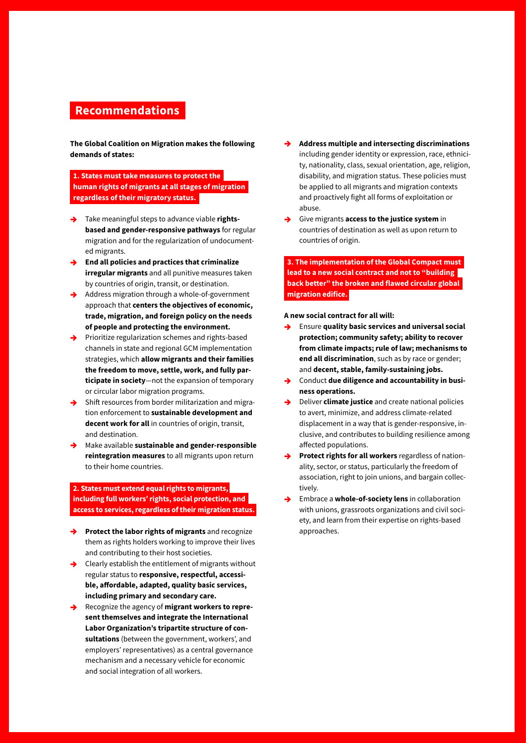## Recommendations

**The Global Coalition on Migration makes the following demands of states:**

**1. States must take measures to protect the human rights of migrants at all stages of migration regardless of their migratory status.**

- Take meaningful steps to advance viable **rights-based and gender-responsive pathways** for regular migration and for the regularization of undocumented migrants.
- **End all policies and practices that criminalize irregular migrants** and all punitive measures taken by countries of origin, transit, or destination.
- Address migration through a whole-of-government approach that **centers the objectives of economic, trade, migration, and foreign policy on the needs of people and protecting the environment.**
- Prioritize regularization schemes and rights-based channels in state and regional GCM implementation strategies, which **allow migrants and their families the freedom to move, settle, work, and fully participate in society**—not the expansion of temporary or circular labor migration programs.
- Shift resources from border militarization and migration enforcement to **sustainable development and decent work for all** in countries of origin, transit, and destination.
- Make available **sustainable and gender-responsible reintegration measures** to all migrants upon return to their home countries.

**2. States must extend equal rights to migrants, including full workers' rights, social protection, and access to services, regardless of their migration status.**

- **Protect the labor rights of migrants** and recognize them as rights holders working to improve their lives and contributing to their host societies.
- Clearly establish the entitlement of migrants without regular status to **responsive, respectful, accessible, affordable, adapted, quality basic services, including primary and secondary care.**
- Recognize the agency of **migrant workers to represent themselves and integrate the International Labor Organization's tripartite structure of consultations** (between the government, workers', and employers' representatives) as a central governance mechanism and a necessary vehicle for economic and social integration of all workers.
- **Address multiple and intersecting discriminations** including gender identity or expression, race, ethnicity, nationality, class, sexual orientation, age, religion, disability, and migration status. These policies must be applied to all migrants and migration contexts and proactively fight all forms of exploitation or abuse.
- Give migrants **access to the justice system** in countries of destination as well as upon return to countries of origin.

**3. The implementation of the Global Compact must lead to a new social contract and not to "building back better" the broken and flawed circular global migration edifice.**

**A new social contract for all will:**

- Ensure **quality basic services and universal social protection; community safety; ability to recover from climate impacts; rule of law; mechanisms to end all discrimination**, such as by race or gender; and **decent, stable, family-sustaining jobs.**
- Conduct **due diligence and accountability in business operations.**
- Deliver **climate justice** and create national policies to avert, minimize, and address climate-related displacement in a way that is gender-responsive, inclusive, and contributes to building resilience among affected populations.
- **Protect rights for all workers** regardless of nationality, sector, or status, particularly the freedom of association, right to join unions, and bargain collectively.
- Embrace a **whole-of-society lens** in collaboration with unions, grassroots organizations and civil society, and learn from their expertise on rights-based approaches.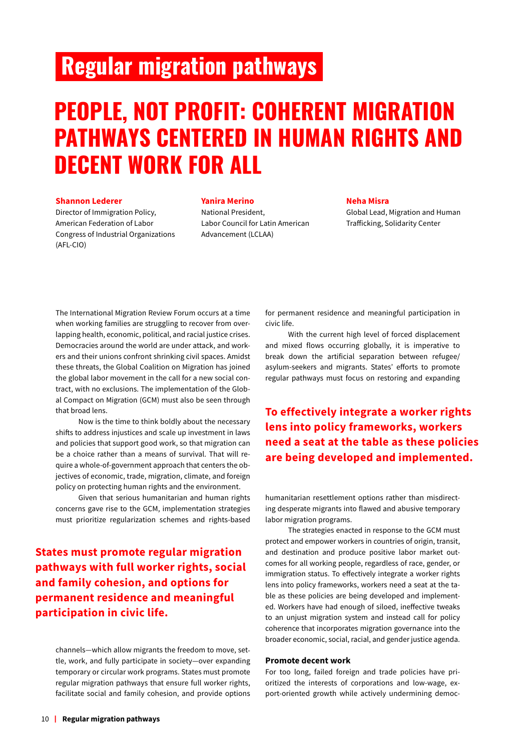# Regular migration pathways

## PEOPLE, NOT PROFIT: COHERENT MIGRATION PATHWAYS CENTERED IN HUMAN RIGHTS AND DECENT WORK FOR ALL

**Shannon Lederer**
Director of Immigration Policy, American Federation of Labor Congress of Industrial Organizations (AFL-CIO)

**Yanira Merino**
National President, Labor Council for Latin American Advancement (LCLAA)

**Neha Misra**
Global Lead, Migration and Human Trafficking, Solidarity Center

The International Migration Review Forum occurs at a time when working families are struggling to recover from overlapping health, economic, political, and racial justice crises. Democracies around the world are under attack, and workers and their unions confront shrinking civil spaces. Amidst these threats, the Global Coalition on Migration has joined the global labor movement in the call for a new social contract, with no exclusions. The implementation of the Global Compact on Migration (GCM) must also be seen through that broad lens.

Now is the time to think boldly about the necessary shifts to address injustices and scale up investment in laws and policies that support good work, so that migration can be a choice rather than a means of survival. That will require a whole-of-government approach that centers the objectives of economic, trade, migration, climate, and foreign policy on protecting human rights and the environment.

Given that serious humanitarian and human rights concerns gave rise to the GCM, implementation strategies must prioritize regularization schemes and rights-based channels—which allow migrants the freedom to move, settle, work, and fully participate in society—over expanding temporary or circular work programs. States must promote regular migration pathways that ensure full worker rights, facilitate social and family cohesion, and provide options for permanent residence and meaningful participation in civic life.

**States must promote regular migration pathways with full worker rights, social and family cohesion, and options for permanent residence and meaningful participation in civic life.**

With the current high level of forced displacement and mixed flows occurring globally, it is imperative to break down the artificial separation between refugee/asylum-seekers and migrants. States' efforts to promote regular pathways must focus on restoring and expanding humanitarian resettlement options rather than misdirecting desperate migrants into flawed and abusive temporary labor migration programs.

**To effectively integrate a worker rights lens into policy frameworks, workers need a seat at the table as these policies are being developed and implemented.**

The strategies enacted in response to the GCM must protect and empower workers in countries of origin, transit, and destination and produce positive labor market outcomes for all working people, regardless of race, gender, or immigration status. To effectively integrate a worker rights lens into policy frameworks, workers need a seat at the table as these policies are being developed and implemented. Workers have had enough of siloed, ineffective tweaks to an unjust migration system and instead call for policy coherence that incorporates migration governance into the broader economic, social, racial, and gender justice agenda.

### Promote decent work

For too long, failed foreign and trade policies have prioritized the interests of corporations and low-wage, export-oriented growth while actively undermining democ-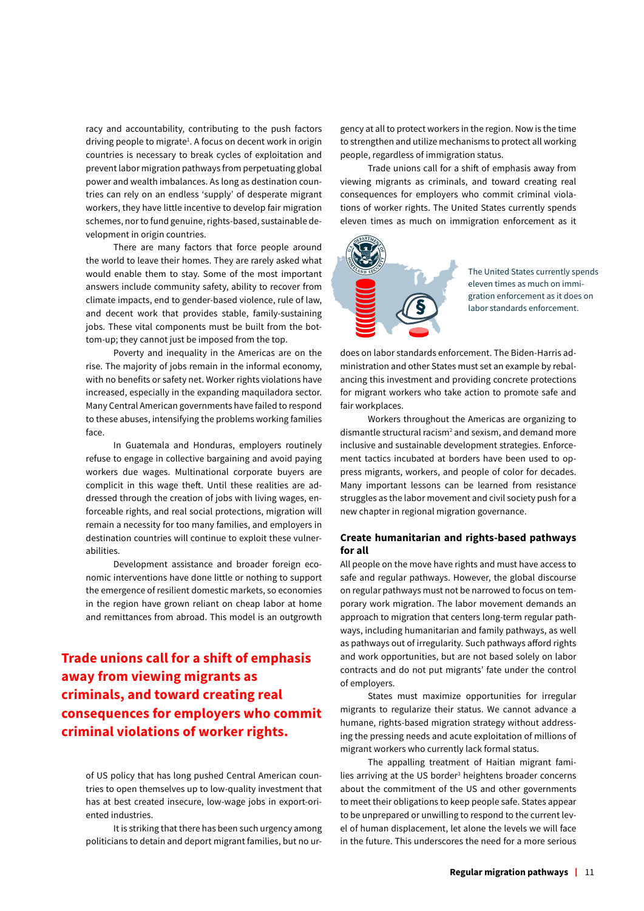racy and accountability, contributing to the push factors driving people to migrate[1]. A focus on decent work in origin countries is necessary to break cycles of exploitation and prevent labor migration pathways from perpetuating global power and wealth imbalances. As long as destination countries can rely on an endless 'supply' of desperate migrant workers, they have little incentive to develop fair migration schemes, nor to fund genuine, rights-based, sustainable development in origin countries.

There are many factors that force people around the world to leave their homes. They are rarely asked what would enable them to stay. Some of the most important answers include community safety, ability to recover from climate impacts, end to gender-based violence, rule of law, and decent work that provides stable, family-sustaining jobs. These vital components must be built from the bottom-up; they cannot just be imposed from the top.

Poverty and inequality in the Americas are on the rise. The majority of jobs remain in the informal economy, with no benefits or safety net. Worker rights violations have increased, especially in the expanding maquiladora sector. Many Central American governments have failed to respond to these abuses, intensifying the problems working families face.

In Guatemala and Honduras, employers routinely refuse to engage in collective bargaining and avoid paying workers due wages. Multinational corporate buyers are complicit in this wage theft. Until these realities are addressed through the creation of jobs with living wages, enforceable rights, and real social protections, migration will remain a necessity for too many families, and employers in destination countries will continue to exploit these vulnerabilities.

Development assistance and broader foreign economic interventions have done little or nothing to support the emergence of resilient domestic markets, so economies in the region have grown reliant on cheap labor at home and remittances from abroad. This model is an outgrowth of US policy that has long pushed Central American countries to open themselves up to low-quality investment that has at best created insecure, low-wage jobs in export-oriented industries.

**Trade unions call for a shift of emphasis away from viewing migrants as criminals, and toward creating real consequences for employers who commit criminal violations of worker rights.**

It is striking that there has been such urgency among politicians to detain and deport migrant families, but no urgency at all to protect workers in the region. Now is the time to strengthen and utilize mechanisms to protect all working people, regardless of immigration status.

Trade unions call for a shift of emphasis away from viewing migrants as criminals, and toward creating real consequences for employers who commit criminal violations of worker rights. The United States currently spends eleven times as much on immigration enforcement as it does on labor standards enforcement. The Biden-Harris administration and other States must set an example by rebalancing this investment and providing concrete protections for migrant workers who take action to promote safe and fair workplaces.

The United States currently spends eleven times as much on immigration enforcement as it does on labor standards enforcement.

Workers throughout the Americas are organizing to dismantle structural racism[2] and sexism, and demand more inclusive and sustainable development strategies. Enforcement tactics incubated at borders have been used to oppress migrants, workers, and people of color for decades. Many important lessons can be learned from resistance struggles as the labor movement and civil society push for a new chapter in regional migration governance.

### Create humanitarian and rights-based pathways for all

All people on the move have rights and must have access to safe and regular pathways. However, the global discourse on regular pathways must not be narrowed to focus on temporary work migration. The labor movement demands an approach to migration that centers long-term regular pathways, including humanitarian and family pathways, as well as pathways out of irregularity. Such pathways afford rights and work opportunities, but are not based solely on labor contracts and do not put migrants' fate under the control of employers.

States must maximize opportunities for irregular migrants to regularize their status. We cannot advance a humane, rights-based migration strategy without addressing the pressing needs and acute exploitation of millions of migrant workers who currently lack formal status.

The appalling treatment of Haitian migrant families arriving at the US border[3] heightens broader concerns about the commitment of the US and other governments to meet their obligations to keep people safe. States appear to be unprepared or unwilling to respond to the current level of human displacement, let alone the levels we will face in the future. This underscores the need for a more serious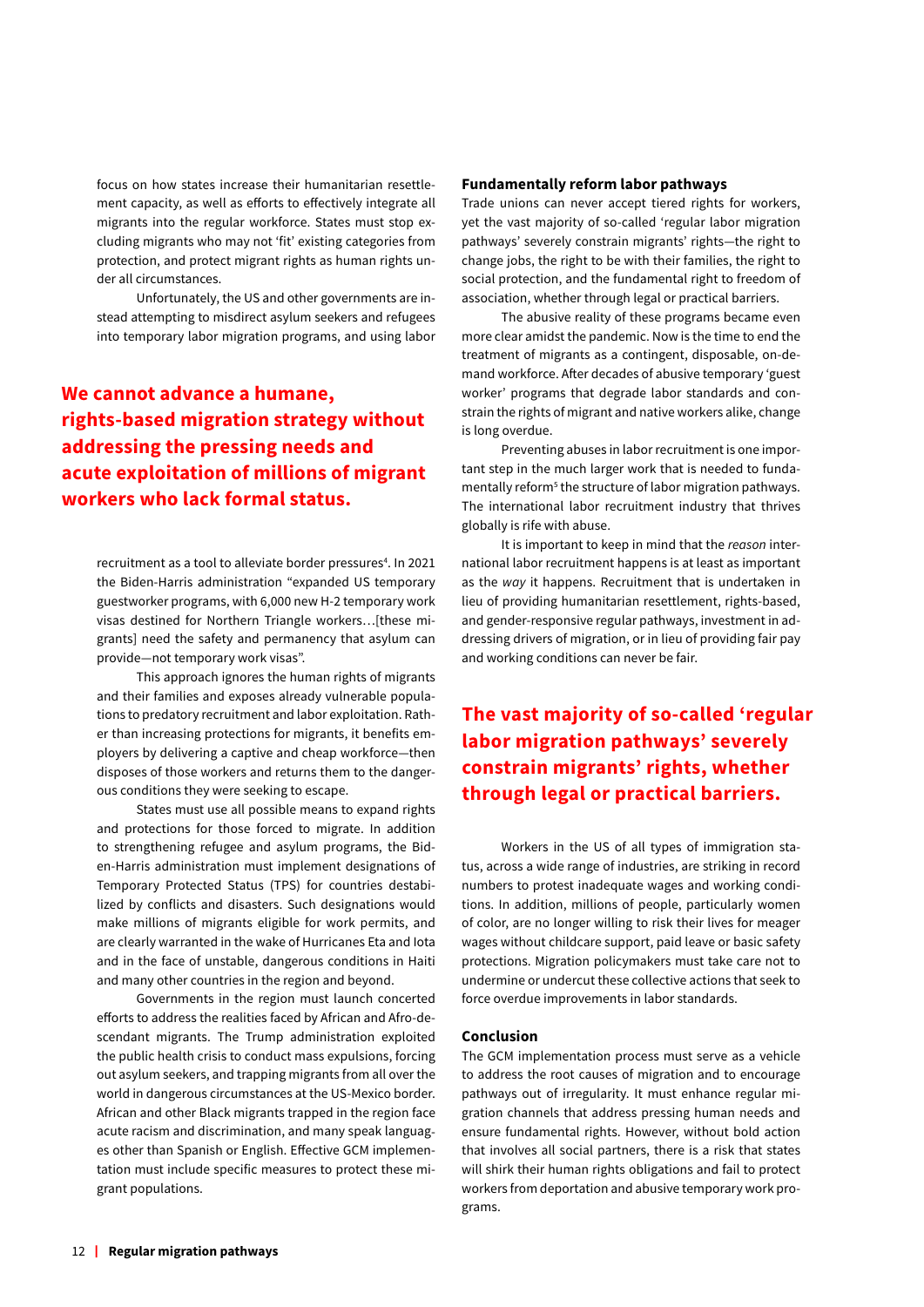focus on how states increase their humanitarian resettlement capacity, as well as efforts to effectively integrate all migrants into the regular workforce. States must stop excluding migrants who may not 'fit' existing categories from protection, and protect migrant rights as human rights under all circumstances.

Unfortunately, the US and other governments are instead attempting to misdirect asylum seekers and refugees into temporary labor migration programs, and using labor recruitment as a tool to alleviate border pressures[4]. In 2021 the Biden-Harris administration "expanded US temporary guestworker programs, with 6,000 new H-2 temporary work visas destined for Northern Triangle workers…[these migrants] need the safety and permanency that asylum can provide—not temporary work visas".

**We cannot advance a humane, rights-based migration strategy without addressing the pressing needs and acute exploitation of millions of migrant workers who lack formal status.**

This approach ignores the human rights of migrants and their families and exposes already vulnerable populations to predatory recruitment and labor exploitation. Rather than increasing protections for migrants, it benefits employers by delivering a captive and cheap workforce—then disposes of those workers and returns them to the dangerous conditions they were seeking to escape.

States must use all possible means to expand rights and protections for those forced to migrate. In addition to strengthening refugee and asylum programs, the Biden-Harris administration must implement designations of Temporary Protected Status (TPS) for countries destabilized by conflicts and disasters. Such designations would make millions of migrants eligible for work permits, and are clearly warranted in the wake of Hurricanes Eta and Iota and in the face of unstable, dangerous conditions in Haiti and many other countries in the region and beyond.

Governments in the region must launch concerted efforts to address the realities faced by African and Afro-descendant migrants. The Trump administration exploited the public health crisis to conduct mass expulsions, forcing out asylum seekers, and trapping migrants from all over the world in dangerous circumstances at the US-Mexico border. African and other Black migrants trapped in the region face acute racism and discrimination, and many speak languages other than Spanish or English. Effective GCM implementation must include specific measures to protect these migrant populations.

### Fundamentally reform labor pathways

Trade unions can never accept tiered rights for workers, yet the vast majority of so-called 'regular labor migration pathways' severely constrain migrants' rights—the right to change jobs, the right to be with their families, the right to social protection, and the fundamental right to freedom of association, whether through legal or practical barriers.

The abusive reality of these programs became even more clear amidst the pandemic. Now is the time to end the treatment of migrants as a contingent, disposable, on-demand workforce. After decades of abusive temporary 'guest worker' programs that degrade labor standards and constrain the rights of migrant and native workers alike, change is long overdue.

Preventing abuses in labor recruitment is one important step in the much larger work that is needed to fundamentally reform[5] the structure of labor migration pathways. The international labor recruitment industry that thrives globally is rife with abuse.

It is important to keep in mind that the *reason* international labor recruitment happens is at least as important as the *way* it happens. Recruitment that is undertaken in lieu of providing humanitarian resettlement, rights-based, and gender-responsive regular pathways, investment in addressing drivers of migration, or in lieu of providing fair pay and working conditions can never be fair.

**The vast majority of so-called 'regular labor migration pathways' severely constrain migrants' rights, whether through legal or practical barriers.**

Workers in the US of all types of immigration status, across a wide range of industries, are striking in record numbers to protest inadequate wages and working conditions. In addition, millions of people, particularly women of color, are no longer willing to risk their lives for meager wages without childcare support, paid leave or basic safety protections. Migration policymakers must take care not to undermine or undercut these collective actions that seek to force overdue improvements in labor standards.

### Conclusion

The GCM implementation process must serve as a vehicle to address the root causes of migration and to encourage pathways out of irregularity. It must enhance regular migration channels that address pressing human needs and ensure fundamental rights. However, without bold action that involves all social partners, there is a risk that states will shirk their human rights obligations and fail to protect workers from deportation and abusive temporary work programs.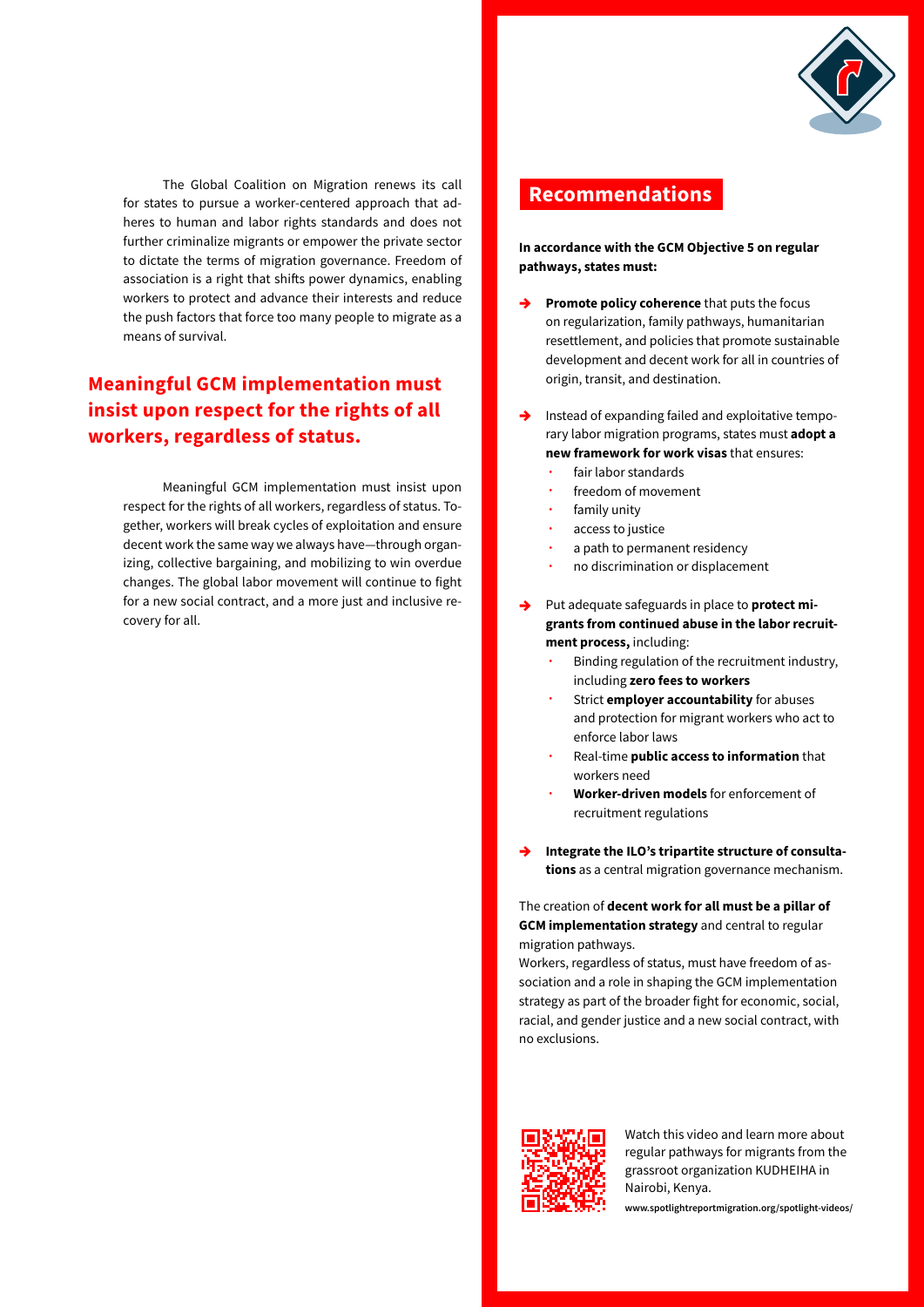The Global Coalition on Migration renews its call for states to pursue a worker-centered approach that adheres to human and labor rights standards and does not further criminalize migrants or empower the private sector to dictate the terms of migration governance. Freedom of association is a right that shifts power dynamics, enabling workers to protect and advance their interests and reduce the push factors that force too many people to migrate as a means of survival.

## Meaningful GCM implementation must insist upon respect for the rights of all workers, regardless of status.

Meaningful GCM implementation must insist upon respect for the rights of all workers, regardless of status. Together, workers will break cycles of exploitation and ensure decent work the same way we always have—through organizing, collective bargaining, and mobilizing to win overdue changes. The global labor movement will continue to fight for a new social contract, and a more just and inclusive recovery for all.

## Recommendations

**In accordance with the GCM Objective 5 on regular pathways, states must:**

- **Promote policy coherence** that puts the focus on regularization, family pathways, humanitarian resettlement, and policies that promote sustainable development and decent work for all in countries of origin, transit, and destination.
- Instead of expanding failed and exploitative temporary labor migration programs, states must **adopt a new framework for work visas** that ensures:
  - fair labor standards
  - freedom of movement
  - family unity
  - access to justice
  - a path to permanent residency
  - no discrimination or displacement
- Put adequate safeguards in place to **protect migrants from continued abuse in the labor recruitment process,** including:
  - Binding regulation of the recruitment industry, including **zero fees to workers**
  - Strict **employer accountability** for abuses and protection for migrant workers who act to enforce labor laws
  - Real-time **public access to information** that workers need
  - **Worker-driven models** for enforcement of recruitment regulations
- **Integrate the ILO's tripartite structure of consultations** as a central migration governance mechanism.

The creation of **decent work for all must be a pillar of GCM implementation strategy** and central to regular migration pathways.

Workers, regardless of status, must have freedom of association and a role in shaping the GCM implementation strategy as part of the broader fight for economic, social, racial, and gender justice and a new social contract, with no exclusions.

Watch this video and learn more about regular pathways for migrants from the grassroot organization KUDHEIHA in Nairobi, Kenya.

www.spotlightreportmigration.org/spotlight-videos/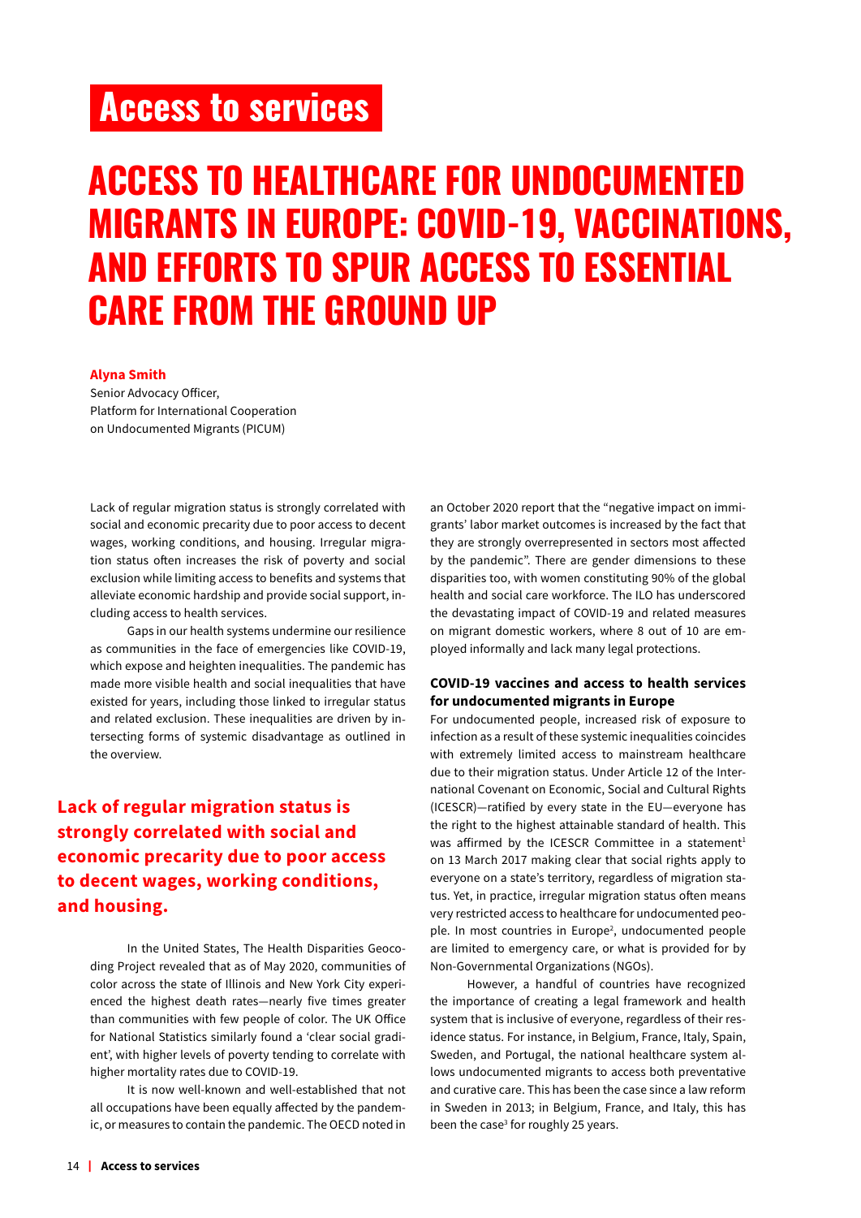# Access to services

# ACCESS TO HEALTHCARE FOR UNDOCUMENTED MIGRANTS IN EUROPE: COVID-19, VACCINATIONS, AND EFFORTS TO SPUR ACCESS TO ESSENTIAL CARE FROM THE GROUND UP

**Alyna Smith**
Senior Advocacy Officer,
Platform for International Cooperation
on Undocumented Migrants (PICUM)

Lack of regular migration status is strongly correlated with social and economic precarity due to poor access to decent wages, working conditions, and housing. Irregular migration status often increases the risk of poverty and social exclusion while limiting access to benefits and systems that alleviate economic hardship and provide social support, including access to health services.

Gaps in our health systems undermine our resilience as communities in the face of emergencies like COVID-19, which expose and heighten inequalities. The pandemic has made more visible health and social inequalities that have existed for years, including those linked to irregular status and related exclusion. These inequalities are driven by intersecting forms of systemic disadvantage as outlined in the overview.

**Lack of regular migration status is strongly correlated with social and economic precarity due to poor access to decent wages, working conditions, and housing.**

In the United States, The Health Disparities Geocoding Project revealed that as of May 2020, communities of color across the state of Illinois and New York City experienced the highest death rates—nearly five times greater than communities with few people of color. The UK Office for National Statistics similarly found a 'clear social gradient', with higher levels of poverty tending to correlate with higher mortality rates due to COVID-19.

It is now well-known and well-established that not all occupations have been equally affected by the pandemic, or measures to contain the pandemic. The OECD noted in an October 2020 report that the "negative impact on immigrants' labor market outcomes is increased by the fact that they are strongly overrepresented in sectors most affected by the pandemic". There are gender dimensions to these disparities too, with women constituting 90% of the global health and social care workforce. The ILO has underscored the devastating impact of COVID-19 and related measures on migrant domestic workers, where 8 out of 10 are employed informally and lack many legal protections.

### COVID-19 vaccines and access to health services for undocumented migrants in Europe

For undocumented people, increased risk of exposure to infection as a result of these systemic inequalities coincides with extremely limited access to mainstream healthcare due to their migration status. Under Article 12 of the International Covenant on Economic, Social and Cultural Rights (ICESCR)—ratified by every state in the EU—everyone has the right to the highest attainable standard of health. This was affirmed by the ICESCR Committee in a statement[1] on 13 March 2017 making clear that social rights apply to everyone on a state's territory, regardless of migration status. Yet, in practice, irregular migration status often means very restricted access to healthcare for undocumented people. In most countries in Europe[2], undocumented people are limited to emergency care, or what is provided for by Non-Governmental Organizations (NGOs).

However, a handful of countries have recognized the importance of creating a legal framework and health system that is inclusive of everyone, regardless of their residence status. For instance, in Belgium, France, Italy, Spain, Sweden, and Portugal, the national healthcare system allows undocumented migrants to access both preventative and curative care. This has been the case since a law reform in Sweden in 2013; in Belgium, France, and Italy, this has been the case[3] for roughly 25 years.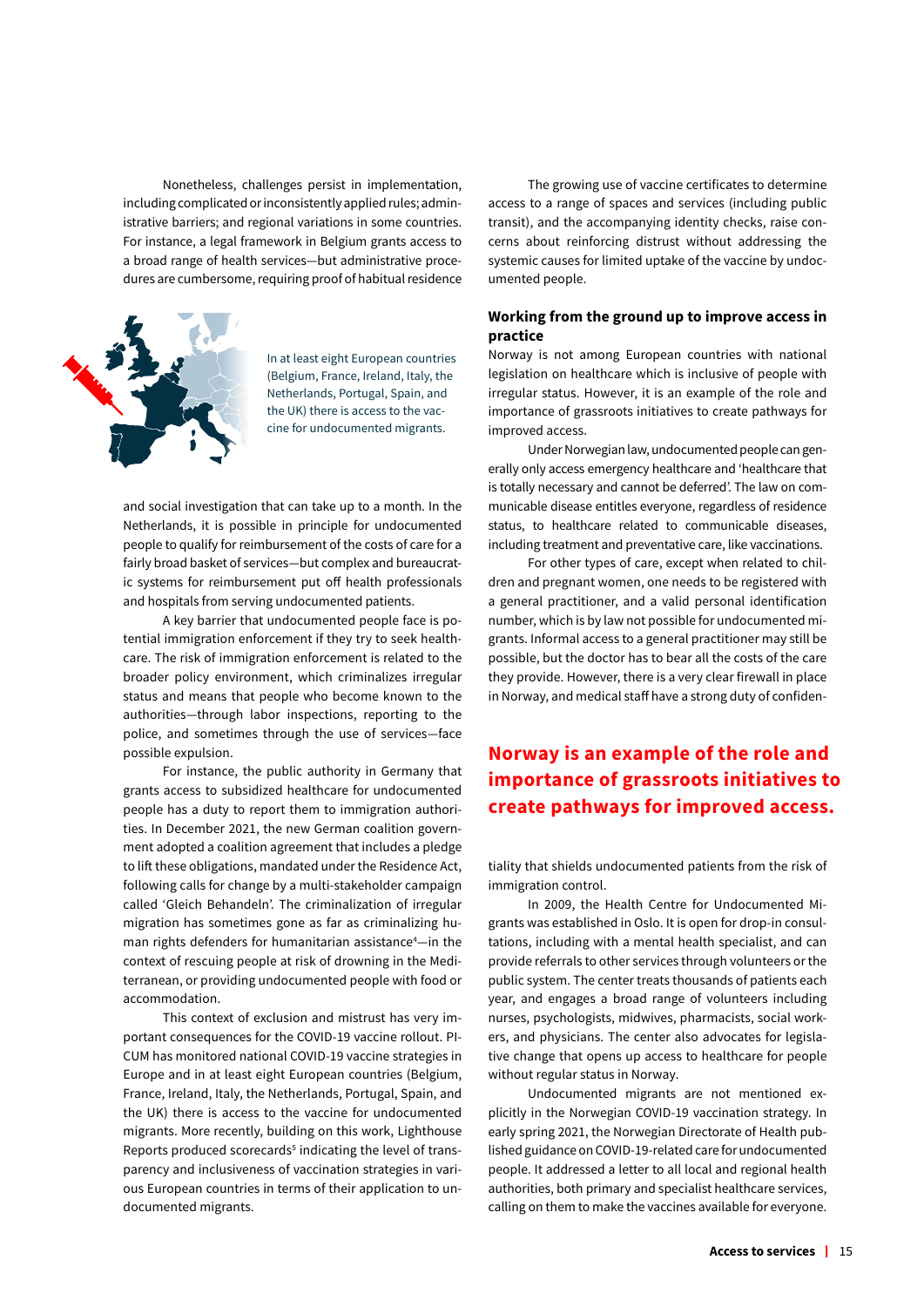Nonetheless, challenges persist in implementation, including complicated or inconsistently applied rules; administrative barriers; and regional variations in some countries. For instance, a legal framework in Belgium grants access to a broad range of health services—but administrative procedures are cumbersome, requiring proof of habitual residence and social investigation that can take up to a month. In the Netherlands, it is possible in principle for undocumented people to qualify for reimbursement of the costs of care for a fairly broad basket of services—but complex and bureaucratic systems for reimbursement put off health professionals and hospitals from serving undocumented patients.

In at least eight European countries (Belgium, France, Ireland, Italy, the Netherlands, Portugal, Spain, and the UK) there is access to the vaccine for undocumented migrants.

A key barrier that undocumented people face is potential immigration enforcement if they try to seek healthcare. The risk of immigration enforcement is related to the broader policy environment, which criminalizes irregular status and means that people who become known to the authorities—through labor inspections, reporting to the police, and sometimes through the use of services—face possible expulsion.

For instance, the public authority in Germany that grants access to subsidized healthcare for undocumented people has a duty to report them to immigration authorities. In December 2021, the new German coalition government adopted a coalition agreement that includes a pledge to lift these obligations, mandated under the Residence Act, following calls for change by a multi-stakeholder campaign called 'Gleich Behandeln'. The criminalization of irregular migration has sometimes gone as far as criminalizing human rights defenders for humanitarian assistance[4]—in the context of rescuing people at risk of drowning in the Mediterranean, or providing undocumented people with food or accommodation.

This context of exclusion and mistrust has very important consequences for the COVID-19 vaccine rollout. PICUM has monitored national COVID-19 vaccine strategies in Europe and in at least eight European countries (Belgium, France, Ireland, Italy, the Netherlands, Portugal, Spain, and the UK) there is access to the vaccine for undocumented migrants. More recently, building on this work, Lighthouse Reports produced scorecards[5] indicating the level of transparency and inclusiveness of vaccination strategies in various European countries in terms of their application to undocumented migrants.

The growing use of vaccine certificates to determine access to a range of spaces and services (including public transit), and the accompanying identity checks, raise concerns about reinforcing distrust without addressing the systemic causes for limited uptake of the vaccine by undocumented people.

### Working from the ground up to improve access in practice

Norway is not among European countries with national legislation on healthcare which is inclusive of people with irregular status. However, it is an example of the role and importance of grassroots initiatives to create pathways for improved access.

Under Norwegian law, undocumented people can generally only access emergency healthcare and 'healthcare that is totally necessary and cannot be deferred'. The law on communicable disease entitles everyone, regardless of residence status, to healthcare related to communicable diseases, including treatment and preventative care, like vaccinations.

For other types of care, except when related to children and pregnant women, one needs to be registered with a general practitioner, and a valid personal identification number, which is by law not possible for undocumented migrants. Informal access to a general practitioner may still be possible, but the doctor has to bear all the costs of the care they provide. However, there is a very clear firewall in place in Norway, and medical staff have a strong duty of confidentiality that shields undocumented patients from the risk of immigration control.

**Norway is an example of the role and importance of grassroots initiatives to create pathways for improved access.**

In 2009, the Health Centre for Undocumented Migrants was established in Oslo. It is open for drop-in consultations, including with a mental health specialist, and can provide referrals to other services through volunteers or the public system. The center treats thousands of patients each year, and engages a broad range of volunteers including nurses, psychologists, midwives, pharmacists, social workers, and physicians. The center also advocates for legislative change that opens up access to healthcare for people without regular status in Norway.

Undocumented migrants are not mentioned explicitly in the Norwegian COVID-19 vaccination strategy. In early spring 2021, the Norwegian Directorate of Health published guidance on COVID-19-related care for undocumented people. It addressed a letter to all local and regional health authorities, both primary and specialist healthcare services, calling on them to make the vaccines available for everyone.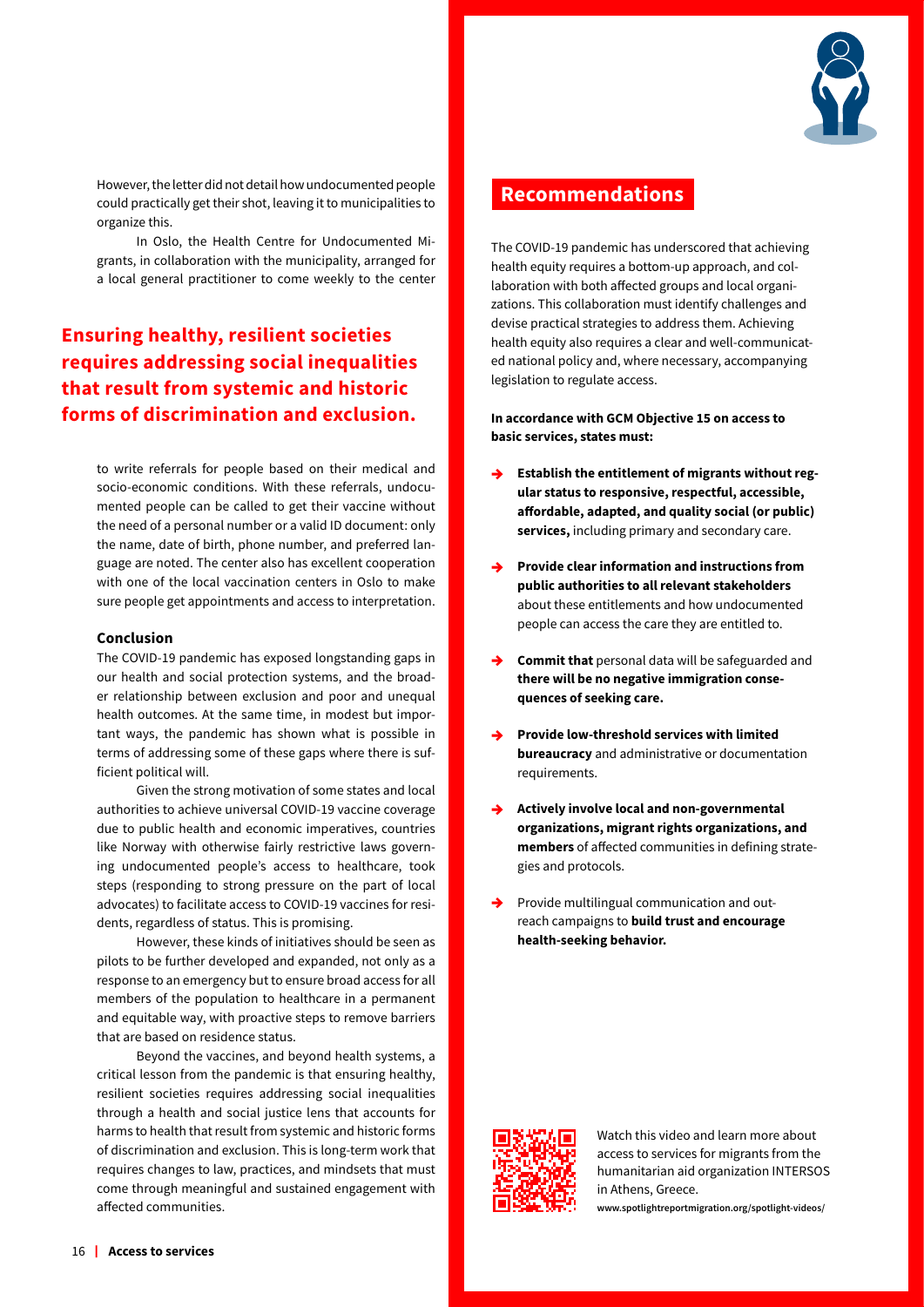However, the letter did not detail how undocumented people could practically get their shot, leaving it to municipalities to organize this.

In Oslo, the Health Centre for Undocumented Migrants, in collaboration with the municipality, arranged for a local general practitioner to come weekly to the center to write referrals for people based on their medical and socio-economic conditions. With these referrals, undocumented people can be called to get their vaccine without the need of a personal number or a valid ID document: only the name, date of birth, phone number, and preferred language are noted. The center also has excellent cooperation with one of the local vaccination centers in Oslo to make sure people get appointments and access to interpretation.

**Ensuring healthy, resilient societies requires addressing social inequalities that result from systemic and historic forms of discrimination and exclusion.**

### Conclusion

The COVID-19 pandemic has exposed longstanding gaps in our health and social protection systems, and the broader relationship between exclusion and poor and unequal health outcomes. At the same time, in modest but important ways, the pandemic has shown what is possible in terms of addressing some of these gaps where there is sufficient political will.

Given the strong motivation of some states and local authorities to achieve universal COVID-19 vaccine coverage due to public health and economic imperatives, countries like Norway with otherwise fairly restrictive laws governing undocumented people's access to healthcare, took steps (responding to strong pressure on the part of local advocates) to facilitate access to COVID-19 vaccines for residents, regardless of status. This is promising.

However, these kinds of initiatives should be seen as pilots to be further developed and expanded, not only as a response to an emergency but to ensure broad access for all members of the population to healthcare in a permanent and equitable way, with proactive steps to remove barriers that are based on residence status.

Beyond the vaccines, and beyond health systems, a critical lesson from the pandemic is that ensuring healthy, resilient societies requires addressing social inequalities through a health and social justice lens that accounts for harms to health that result from systemic and historic forms of discrimination and exclusion. This is long-term work that requires changes to law, practices, and mindsets that must come through meaningful and sustained engagement with affected communities.

## Recommendations

The COVID-19 pandemic has underscored that achieving health equity requires a bottom-up approach, and collaboration with both affected groups and local organizations. This collaboration must identify challenges and devise practical strategies to address them. Achieving health equity also requires a clear and well-communicated national policy and, where necessary, accompanying legislation to regulate access.

**In accordance with GCM Objective 15 on access to basic services, states must:**

- **Establish the entitlement of migrants without regular status to responsive, respectful, accessible, affordable, adapted, and quality social (or public) services,** including primary and secondary care.
- **Provide clear information and instructions from public authorities to all relevant stakeholders** about these entitlements and how undocumented people can access the care they are entitled to.
- **Commit that** personal data will be safeguarded and **there will be no negative immigration consequences of seeking care.**
- **Provide low-threshold services with limited bureaucracy** and administrative or documentation requirements.
- **Actively involve local and non-governmental organizations, migrant rights organizations, and members** of affected communities in defining strategies and protocols.
- Provide multilingual communication and outreach campaigns to **build trust and encourage health-seeking behavior.**

Watch this video and learn more about access to services for migrants from the humanitarian aid organization INTERSOS in Athens, Greece.
**www.spotlightreportmigration.org/spotlight-videos/**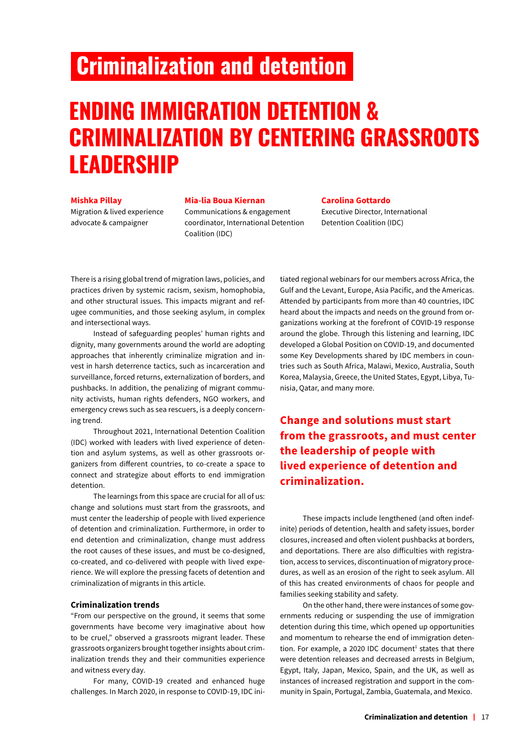# Criminalization and detention

## ENDING IMMIGRATION DETENTION & CRIMINALIZATION BY CENTERING GRASSROOTS LEADERSHIP

**Mishka Pillay**
Migration & lived experience advocate & campaigner

**Mia-lia Boua Kiernan**
Communications & engagement coordinator, International Detention Coalition (IDC)

**Carolina Gottardo**
Executive Director, International Detention Coalition (IDC)

There is a rising global trend of migration laws, policies, and practices driven by systemic racism, sexism, homophobia, and other structural issues. This impacts migrant and refugee communities, and those seeking asylum, in complex and intersectional ways.

Instead of safeguarding peoples' human rights and dignity, many governments around the world are adopting approaches that inherently criminalize migration and invest in harsh deterrence tactics, such as incarceration and surveillance, forced returns, externalization of borders, and pushbacks. In addition, the penalizing of migrant community activists, human rights defenders, NGO workers, and emergency crews such as sea rescuers, is a deeply concerning trend.

Throughout 2021, International Detention Coalition (IDC) worked with leaders with lived experience of detention and asylum systems, as well as other grassroots organizers from different countries, to co-create a space to connect and strategize about efforts to end immigration detention.

The learnings from this space are crucial for all of us: change and solutions must start from the grassroots, and must center the leadership of people with lived experience of detention and criminalization. Furthermore, in order to end detention and criminalization, change must address the root causes of these issues, and must be co-designed, co-created, and co-delivered with people with lived experience. We will explore the pressing facets of detention and criminalization of migrants in this article.

### Criminalization trends

"From our perspective on the ground, it seems that some governments have become very imaginative about how to be cruel," observed a grassroots migrant leader. These grassroots organizers brought together insights about criminalization trends they and their communities experience and witness every day.

For many, COVID-19 created and enhanced huge challenges. In March 2020, in response to COVID-19, IDC initiated regional webinars for our members across Africa, the Gulf and the Levant, Europe, Asia Pacific, and the Americas. Attended by participants from more than 40 countries, IDC heard about the impacts and needs on the ground from organizations working at the forefront of COVID-19 response around the globe. Through this listening and learning, IDC developed a Global Position on COVID-19, and documented some Key Developments shared by IDC members in countries such as South Africa, Malawi, Mexico, Australia, South Korea, Malaysia, Greece, the United States, Egypt, Libya, Tunisia, Qatar, and many more.

**Change and solutions must start from the grassroots, and must center the leadership of people with lived experience of detention and criminalization.**

These impacts include lengthened (and often indefinite) periods of detention, health and safety issues, border closures, increased and often violent pushbacks at borders, and deportations. There are also difficulties with registration, access to services, discontinuation of migratory procedures, as well as an erosion of the right to seek asylum. All of this has created environments of chaos for people and families seeking stability and safety.

On the other hand, there were instances of some governments reducing or suspending the use of immigration detention during this time, which opened up opportunities and momentum to rehearse the end of immigration detention. For example, a 2020 IDC document[1] states that there were detention releases and decreased arrests in Belgium, Egypt, Italy, Japan, Mexico, Spain, and the UK, as well as instances of increased registration and support in the community in Spain, Portugal, Zambia, Guatemala, and Mexico.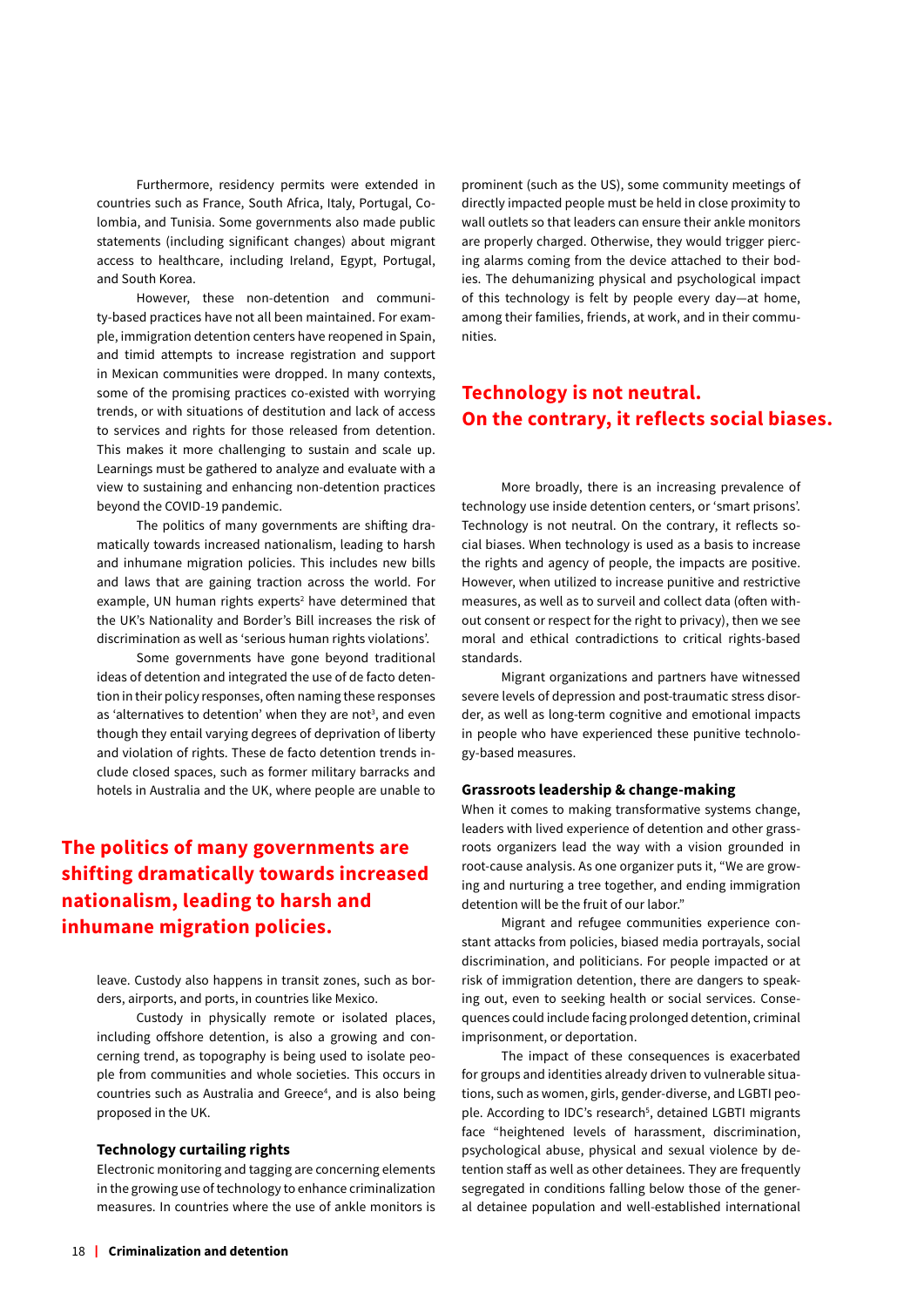Furthermore, residency permits were extended in countries such as France, South Africa, Italy, Portugal, Colombia, and Tunisia. Some governments also made public statements (including significant changes) about migrant access to healthcare, including Ireland, Egypt, Portugal, and South Korea.

However, these non-detention and community-based practices have not all been maintained. For example, immigration detention centers have reopened in Spain, and timid attempts to increase registration and support in Mexican communities were dropped. In many contexts, some of the promising practices co-existed with worrying trends, or with situations of destitution and lack of access to services and rights for those released from detention. This makes it more challenging to sustain and scale up. Learnings must be gathered to analyze and evaluate with a view to sustaining and enhancing non-detention practices beyond the COVID-19 pandemic.

The politics of many governments are shifting dramatically towards increased nationalism, leading to harsh and inhumane migration policies. This includes new bills and laws that are gaining traction across the world. For example, UN human rights experts[2] have determined that the UK's Nationality and Border's Bill increases the risk of discrimination as well as 'serious human rights violations'.

Some governments have gone beyond traditional ideas of detention and integrated the use of de facto detention in their policy responses, often naming these responses as 'alternatives to detention' when they are not[3], and even though they entail varying degrees of deprivation of liberty and violation of rights. These de facto detention trends include closed spaces, such as former military barracks and hotels in Australia and the UK, where people are unable to leave. Custody also happens in transit zones, such as borders, airports, and ports, in countries like Mexico.

**The politics of many governments are shifting dramatically towards increased nationalism, leading to harsh and inhumane migration policies.**

Custody in physically remote or isolated places, including offshore detention, is also a growing and concerning trend, as topography is being used to isolate people from communities and whole societies. This occurs in countries such as Australia and Greece[4], and is also being proposed in the UK.

### Technology curtailing rights

Electronic monitoring and tagging are concerning elements in the growing use of technology to enhance criminalization measures. In countries where the use of ankle monitors is prominent (such as the US), some community meetings of directly impacted people must be held in close proximity to wall outlets so that leaders can ensure their ankle monitors are properly charged. Otherwise, they would trigger piercing alarms coming from the device attached to their bodies. The dehumanizing physical and psychological impact of this technology is felt by people every day—at home, among their families, friends, at work, and in their communities.

**Technology is not neutral. On the contrary, it reflects social biases.**

More broadly, there is an increasing prevalence of technology use inside detention centers, or 'smart prisons'. Technology is not neutral. On the contrary, it reflects social biases. When technology is used as a basis to increase the rights and agency of people, the impacts are positive. However, when utilized to increase punitive and restrictive measures, as well as to surveil and collect data (often without consent or respect for the right to privacy), then we see moral and ethical contradictions to critical rights-based standards.

Migrant organizations and partners have witnessed severe levels of depression and post-traumatic stress disorder, as well as long-term cognitive and emotional impacts in people who have experienced these punitive technology-based measures.

### Grassroots leadership & change-making

When it comes to making transformative systems change, leaders with lived experience of detention and other grassroots organizers lead the way with a vision grounded in root-cause analysis. As one organizer puts it, "We are growing and nurturing a tree together, and ending immigration detention will be the fruit of our labor."

Migrant and refugee communities experience constant attacks from policies, biased media portrayals, social discrimination, and politicians. For people impacted or at risk of immigration detention, there are dangers to speaking out, even to seeking health or social services. Consequences could include facing prolonged detention, criminal imprisonment, or deportation.

The impact of these consequences is exacerbated for groups and identities already driven to vulnerable situations, such as women, girls, gender-diverse, and LGBTI people. According to IDC's research[5], detained LGBTI migrants face "heightened levels of harassment, discrimination, psychological abuse, physical and sexual violence by detention staff as well as other detainees. They are frequently segregated in conditions falling below those of the general detainee population and well-established international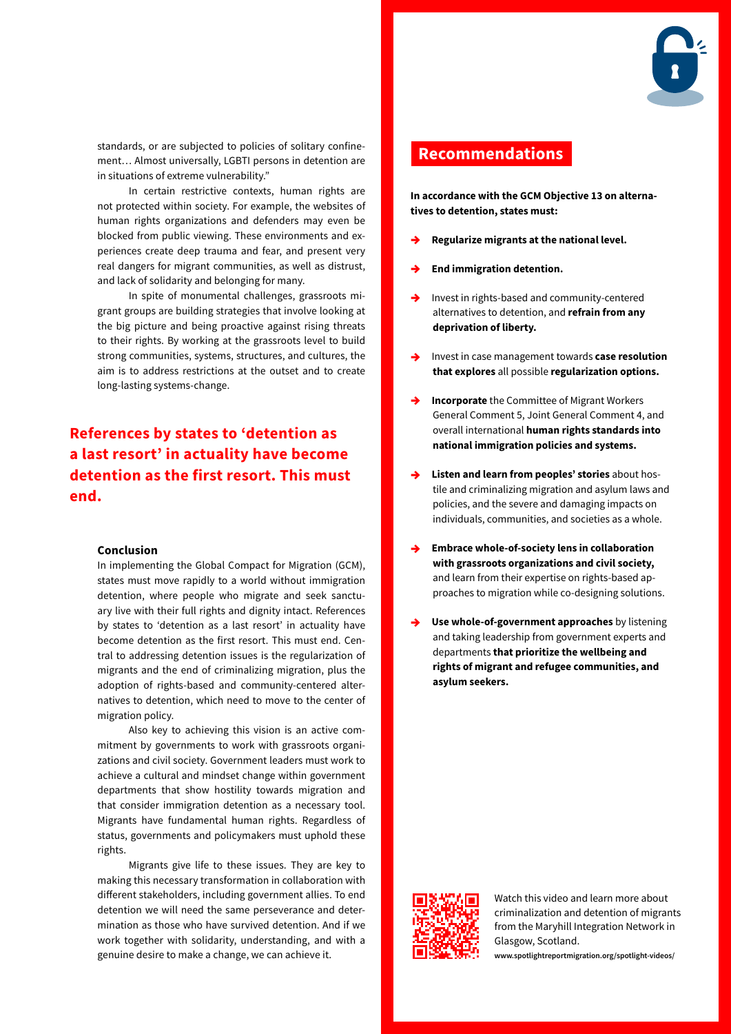standards, or are subjected to policies of solitary confinement… Almost universally, LGBTI persons in detention are in situations of extreme vulnerability."

In certain restrictive contexts, human rights are not protected within society. For example, the websites of human rights organizations and defenders may even be blocked from public viewing. These environments and experiences create deep trauma and fear, and present very real dangers for migrant communities, as well as distrust, and lack of solidarity and belonging for many.

In spite of monumental challenges, grassroots migrant groups are building strategies that involve looking at the big picture and being proactive against rising threats to their rights. By working at the grassroots level to build strong communities, systems, structures, and cultures, the aim is to address restrictions at the outset and to create long-lasting systems-change.

**References by states to 'detention as a last resort' in actuality have become detention as the first resort. This must end.**

### Conclusion

In implementing the Global Compact for Migration (GCM), states must move rapidly to a world without immigration detention, where people who migrate and seek sanctuary live with their full rights and dignity intact. References by states to 'detention as a last resort' in actuality have become detention as the first resort. This must end. Central to addressing detention issues is the regularization of migrants and the end of criminalizing migration, plus the adoption of rights-based and community-centered alternatives to detention, which need to move to the center of migration policy.

Also key to achieving this vision is an active commitment by governments to work with grassroots organizations and civil society. Government leaders must work to achieve a cultural and mindset change within government departments that show hostility towards migration and that consider immigration detention as a necessary tool. Migrants have fundamental human rights. Regardless of status, governments and policymakers must uphold these rights.

Migrants give life to these issues. They are key to making this necessary transformation in collaboration with different stakeholders, including government allies. To end detention we will need the same perseverance and determination as those who have survived detention. And if we work together with solidarity, understanding, and with a genuine desire to make a change, we can achieve it.

## Recommendations

**In accordance with the GCM Objective 13 on alternatives to detention, states must:**

- **Regularize migrants at the national level.**
- **End immigration detention.**
- Invest in rights-based and community-centered alternatives to detention, and **refrain from any deprivation of liberty.**
- Invest in case management towards **case resolution that explores** all possible **regularization options.**
- **Incorporate** the Committee of Migrant Workers General Comment 5, Joint General Comment 4, and overall international **human rights standards into national immigration policies and systems.**
- **Listen and learn from peoples' stories** about hostile and criminalizing migration and asylum laws and policies, and the severe and damaging impacts on individuals, communities, and societies as a whole.
- **Embrace whole-of-society lens in collaboration with grassroots organizations and civil society,** and learn from their expertise on rights-based approaches to migration while co-designing solutions.
- **Use whole-of-government approaches** by listening and taking leadership from government experts and departments **that prioritize the wellbeing and rights of migrant and refugee communities, and asylum seekers.**

Watch this video and learn more about criminalization and detention of migrants from the Maryhill Integration Network in Glasgow, Scotland.

www.spotlightreportmigration.org/spotlight-videos/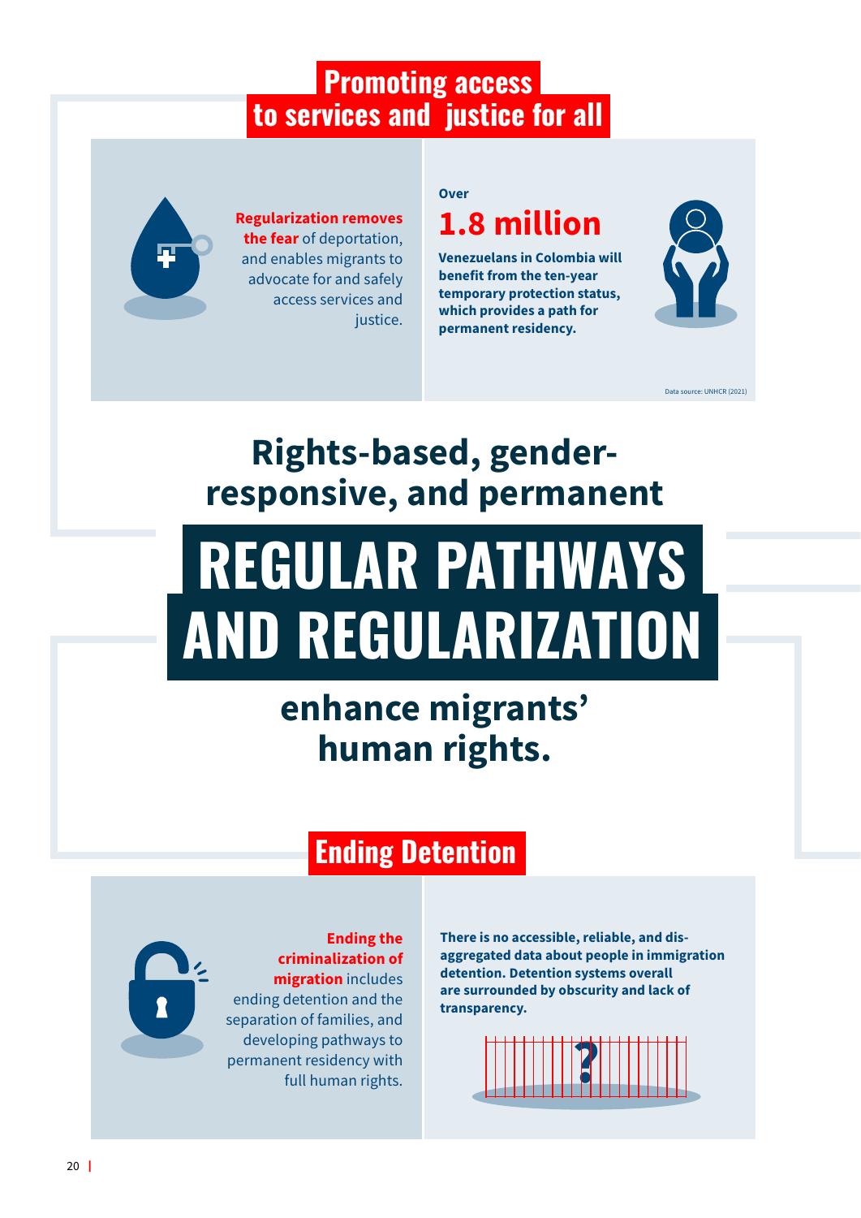## Promoting access to services and justice for all

**Regularization removes the fear** of deportation, and enables migrants to advocate for and safely access services and justice.

Over

**1.8 million**

**Venezuelans in Colombia will benefit from the ten-year temporary protection status, which provides a path for permanent residency.**

Data source: UNHCR (2021)

# Rights-based, gender-responsive, and permanent REGULAR PATHWAYS AND REGULARIZATION enhance migrants' human rights.

## Ending Detention

**Ending the criminalization of migration** includes ending detention and the separation of families, and developing pathways to permanent residency with full human rights.

**There is no accessible, reliable, and dis-aggregated data about people in immigration detention. Detention systems overall are surrounded by obscurity and lack of transparency.**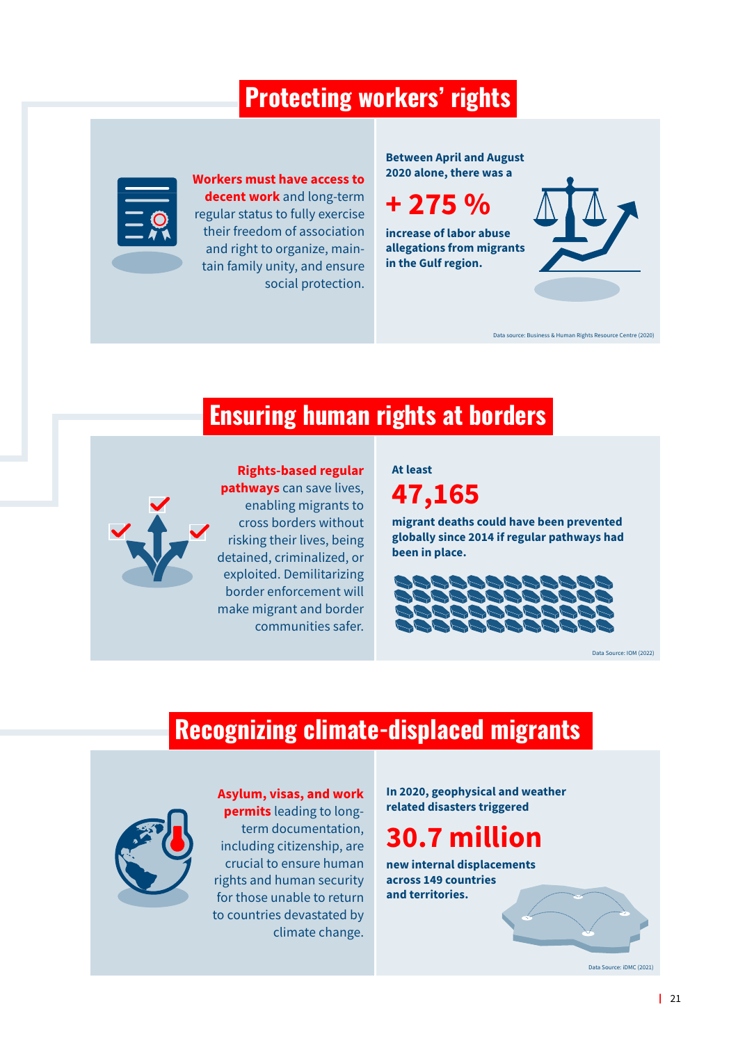## Protecting workers’ rights

**Workers must have access to decent work** and long-term regular status to fully exercise their freedom of association and right to organize, maintain family unity, and ensure social protection.

**Between April and August 2020 alone, there was a**

**+ 275 %**

**increase of labor abuse allegations from migrants in the Gulf region.**

Data source: Business & Human Rights Resource Centre (2020)

## Ensuring human rights at borders

**Rights-based regular pathways** can save lives, enabling migrants to cross borders without risking their lives, being detained, criminalized, or exploited. Demilitarizing border enforcement will make migrant and border communities safer.

**At least**

**47,165**

**migrant deaths could have been prevented globally since 2014 if regular pathways had been in place.**

Data Source: IOM (2022)

## Recognizing climate-displaced migrants

**Asylum, visas, and work permits** leading to long-term documentation, including citizenship, are crucial to ensure human rights and human security for those unable to return to countries devastated by climate change.

**In 2020, geophysical and weather related disasters triggered**

**30.7 million**

**new internal displacements across 149 countries and territories.**

Data Source: iDMC (2021)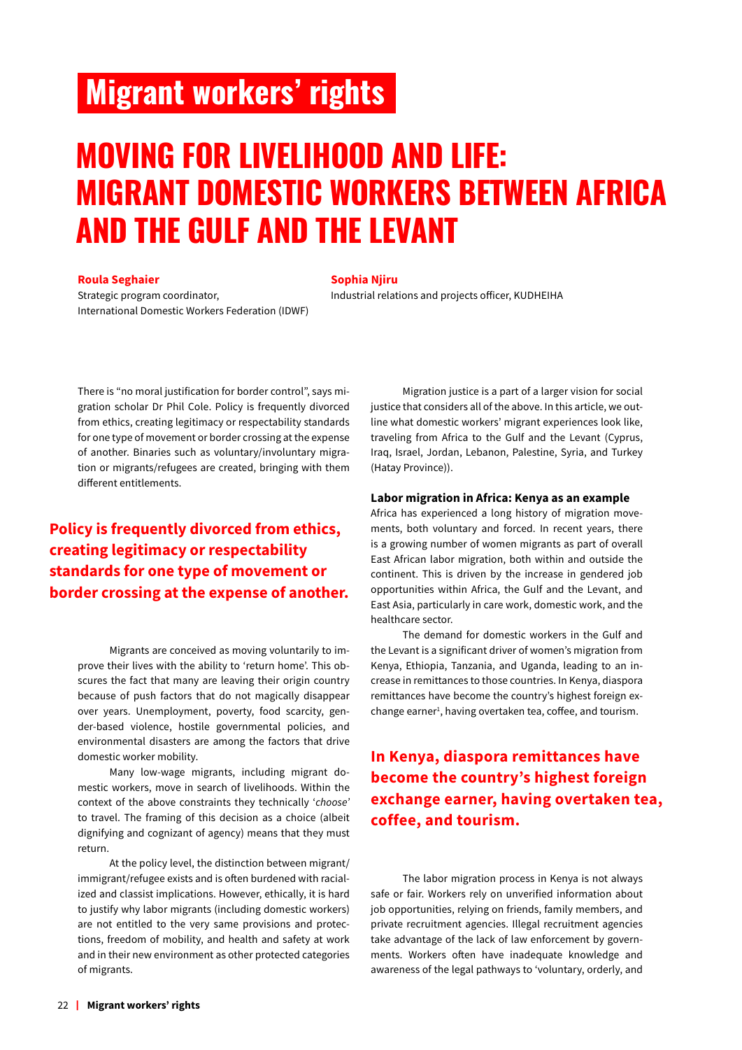# Migrant workers' rights

# MOVING FOR LIVELIHOOD AND LIFE: MIGRANT DOMESTIC WORKERS BETWEEN AFRICA AND THE GULF AND THE LEVANT

**Roula Seghaier**
Strategic program coordinator,
International Domestic Workers Federation (IDWF)

**Sophia Njiru**
Industrial relations and projects officer, KUDHEIHA

There is "no moral justification for border control", says migration scholar Dr Phil Cole. Policy is frequently divorced from ethics, creating legitimacy or respectability standards for one type of movement or border crossing at the expense of another. Binaries such as voluntary/involuntary migration or migrants/refugees are created, bringing with them different entitlements.

**Policy is frequently divorced from ethics, creating legitimacy or respectability standards for one type of movement or border crossing at the expense of another.**

Migrants are conceived as moving voluntarily to improve their lives with the ability to 'return home'. This obscures the fact that many are leaving their origin country because of push factors that do not magically disappear over years. Unemployment, poverty, food scarcity, gender-based violence, hostile governmental policies, and environmental disasters are among the factors that drive domestic worker mobility.

Many low-wage migrants, including migrant domestic workers, move in search of livelihoods. Within the context of the above constraints they technically '*choose*' to travel. The framing of this decision as a choice (albeit dignifying and cognizant of agency) means that they must return.

At the policy level, the distinction between migrant/immigrant/refugee exists and is often burdened with racialized and classist implications. However, ethically, it is hard to justify why labor migrants (including domestic workers) are not entitled to the very same provisions and protections, freedom of mobility, and health and safety at work and in their new environment as other protected categories of migrants.

Migration justice is a part of a larger vision for social justice that considers all of the above. In this article, we outline what domestic workers' migrant experiences look like, traveling from Africa to the Gulf and the Levant (Cyprus, Iraq, Israel, Jordan, Lebanon, Palestine, Syria, and Turkey (Hatay Province)).

**Labor migration in Africa: Kenya as an example**

Africa has experienced a long history of migration movements, both voluntary and forced. In recent years, there is a growing number of women migrants as part of overall East African labor migration, both within and outside the continent. This is driven by the increase in gendered job opportunities within Africa, the Gulf and the Levant, and East Asia, particularly in care work, domestic work, and the healthcare sector.

The demand for domestic workers in the Gulf and the Levant is a significant driver of women's migration from Kenya, Ethiopia, Tanzania, and Uganda, leading to an increase in remittances to those countries. In Kenya, diaspora remittances have become the country's highest foreign exchange earner[1], having overtaken tea, coffee, and tourism.

**In Kenya, diaspora remittances have become the country's highest foreign exchange earner, having overtaken tea, coffee, and tourism.**

The labor migration process in Kenya is not always safe or fair. Workers rely on unverified information about job opportunities, relying on friends, family members, and private recruitment agencies. Illegal recruitment agencies take advantage of the lack of law enforcement by governments. Workers often have inadequate knowledge and awareness of the legal pathways to 'voluntary, orderly, and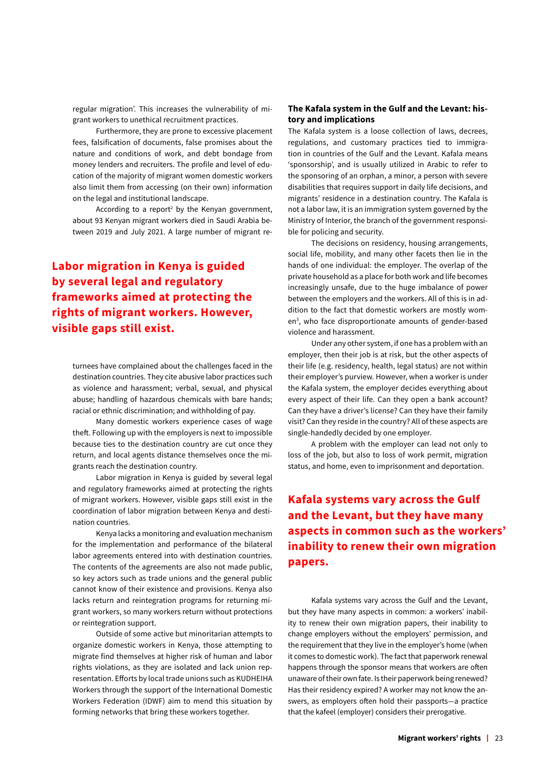regular migration'. This increases the vulnerability of migrant workers to unethical recruitment practices.

Furthermore, they are prone to excessive placement fees, falsification of documents, false promises about the nature and conditions of work, and debt bondage from money lenders and recruiters. The profile and level of education of the majority of migrant women domestic workers also limit them from accessing (on their own) information on the legal and institutional landscape.

According to a report[2] by the Kenyan government, about 93 Kenyan migrant workers died in Saudi Arabia between 2019 and July 2021. A large number of migrant returnees have complained about the challenges faced in the destination countries. They cite abusive labor practices such as violence and harassment; verbal, sexual, and physical abuse; handling of hazardous chemicals with bare hands; racial or ethnic discrimination; and withholding of pay.

**Labor migration in Kenya is guided by several legal and regulatory frameworks aimed at protecting the rights of migrant workers. However, visible gaps still exist.**

Many domestic workers experience cases of wage theft. Following up with the employers is next to impossible because ties to the destination country are cut once they return, and local agents distance themselves once the migrants reach the destination country.

Labor migration in Kenya is guided by several legal and regulatory frameworks aimed at protecting the rights of migrant workers. However, visible gaps still exist in the coordination of labor migration between Kenya and destination countries.

Kenya lacks a monitoring and evaluation mechanism for the implementation and performance of the bilateral labor agreements entered into with destination countries. The contents of the agreements are also not made public, so key actors such as trade unions and the general public cannot know of their existence and provisions. Kenya also lacks return and reintegration programs for returning migrant workers, so many workers return without protections or reintegration support.

Outside of some active but minoritarian attempts to organize domestic workers in Kenya, those attempting to migrate find themselves at higher risk of human and labor rights violations, as they are isolated and lack union representation. Efforts by local trade unions such as KUDHEIHA Workers through the support of the International Domestic Workers Federation (IDWF) aim to mend this situation by forming networks that bring these workers together.

### The Kafala system in the Gulf and the Levant: history and implications

The Kafala system is a loose collection of laws, decrees, regulations, and customary practices tied to immigration in countries of the Gulf and the Levant. Kafala means 'sponsorship', and is usually utilized in Arabic to refer to the sponsoring of an orphan, a minor, a person with severe disabilities that requires support in daily life decisions, and migrants' residence in a destination country. The Kafala is not a labor law, it is an immigration system governed by the Ministry of Interior, the branch of the government responsible for policing and security.

The decisions on residency, housing arrangements, social life, mobility, and many other facets then lie in the hands of one individual: the employer. The overlap of the private household as a place for both work and life becomes increasingly unsafe, due to the huge imbalance of power between the employers and the workers. All of this is in addition to the fact that domestic workers are mostly women[3], who face disproportionate amounts of gender-based violence and harassment.

Under any other system, if one has a problem with an employer, then their job is at risk, but the other aspects of their life (e.g. residency, health, legal status) are not within their employer's purview. However, when a worker is under the Kafala system, the employer decides everything about every aspect of their life. Can they open a bank account? Can they have a driver's license? Can they have their family visit? Can they reside in the country? All of these aspects are single-handedly decided by one employer.

A problem with the employer can lead not only to loss of the job, but also to loss of work permit, migration status, and home, even to imprisonment and deportation.

**Kafala systems vary across the Gulf and the Levant, but they have many aspects in common such as the workers' inability to renew their own migration papers.**

Kafala systems vary across the Gulf and the Levant, but they have many aspects in common: a workers' inability to renew their own migration papers, their inability to change employers without the employers' permission, and the requirement that they live in the employer's home (when it comes to domestic work). The fact that paperwork renewal happens through the sponsor means that workers are often unaware of their own fate. Is their paperwork being renewed? Has their residency expired? A worker may not know the answers, as employers often hold their passports—a practice that the kafeel (employer) considers their prerogative.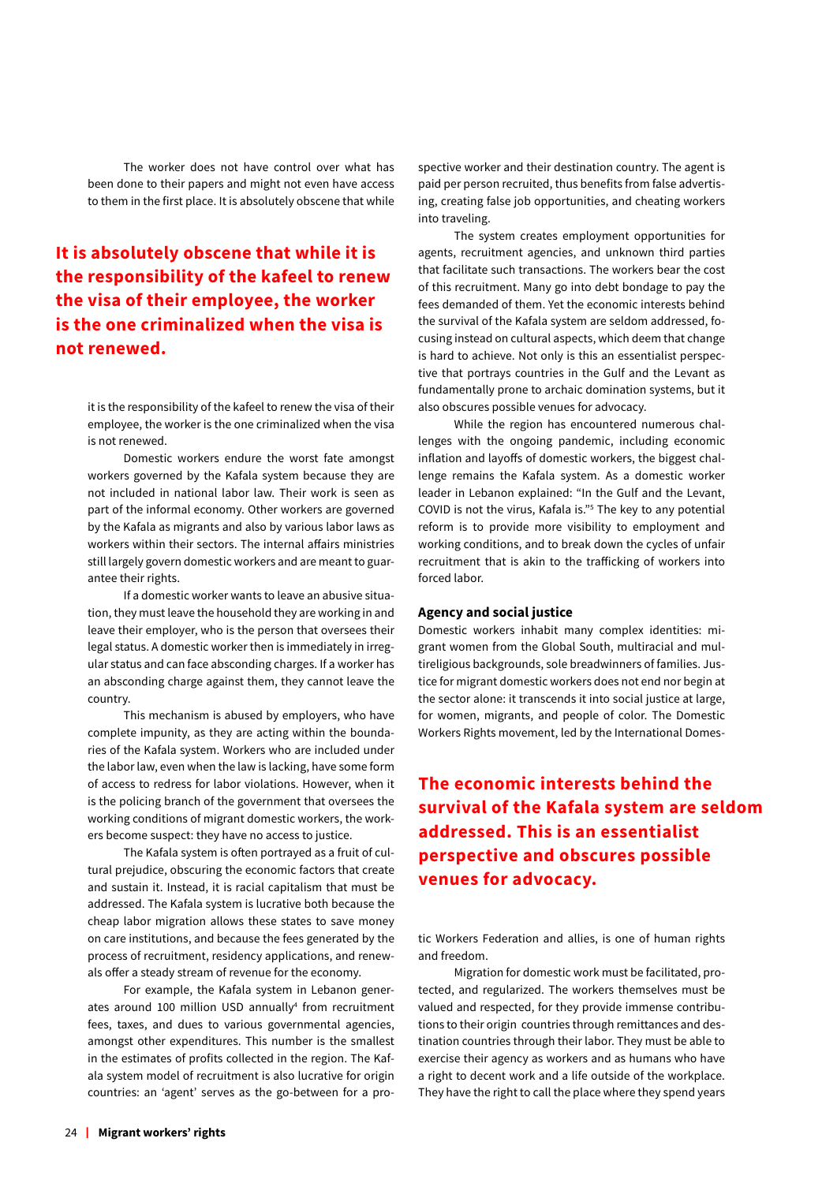The worker does not have control over what has been done to their papers and might not even have access to them in the first place. It is absolutely obscene that while

**It is absolutely obscene that while it is the responsibility of the kafeel to renew the visa of their employee, the worker is the one criminalized when the visa is not renewed.**

it is the responsibility of the kafeel to renew the visa of their employee, the worker is the one criminalized when the visa is not renewed.

Domestic workers endure the worst fate amongst workers governed by the Kafala system because they are not included in national labor law. Their work is seen as part of the informal economy. Other workers are governed by the Kafala as migrants and also by various labor laws as workers within their sectors. The internal affairs ministries still largely govern domestic workers and are meant to guarantee their rights.

If a domestic worker wants to leave an abusive situation, they must leave the household they are working in and leave their employer, who is the person that oversees their legal status. A domestic worker then is immediately in irregular status and can face absconding charges. If a worker has an absconding charge against them, they cannot leave the country.

This mechanism is abused by employers, who have complete impunity, as they are acting within the boundaries of the Kafala system. Workers who are included under the labor law, even when the law is lacking, have some form of access to redress for labor violations. However, when it is the policing branch of the government that oversees the working conditions of migrant domestic workers, the workers become suspect: they have no access to justice.

The Kafala system is often portrayed as a fruit of cultural prejudice, obscuring the economic factors that create and sustain it. Instead, it is racial capitalism that must be addressed. The Kafala system is lucrative both because the cheap labor migration allows these states to save money on care institutions, and because the fees generated by the process of recruitment, residency applications, and renewals offer a steady stream of revenue for the economy.

For example, the Kafala system in Lebanon generates around 100 million USD annually[4] from recruitment fees, taxes, and dues to various governmental agencies, amongst other expenditures. This number is the smallest in the estimates of profits collected in the region. The Kafala system model of recruitment is also lucrative for origin countries: an 'agent' serves as the go-between for a prospective worker and their destination country. The agent is paid per person recruited, thus benefits from false advertising, creating false job opportunities, and cheating workers into traveling.

The system creates employment opportunities for agents, recruitment agencies, and unknown third parties that facilitate such transactions. The workers bear the cost of this recruitment. Many go into debt bondage to pay the fees demanded of them. Yet the economic interests behind the survival of the Kafala system are seldom addressed, focusing instead on cultural aspects, which deem that change is hard to achieve. Not only is this an essentialist perspective that portrays countries in the Gulf and the Levant as fundamentally prone to archaic domination systems, but it also obscures possible venues for advocacy.

While the region has encountered numerous challenges with the ongoing pandemic, including economic inflation and layoffs of domestic workers, the biggest challenge remains the Kafala system. As a domestic worker leader in Lebanon explained: "In the Gulf and the Levant, COVID is not the virus, Kafala is."[5] The key to any potential reform is to provide more visibility to employment and working conditions, and to break down the cycles of unfair recruitment that is akin to the trafficking of workers into forced labor.

### Agency and social justice

Domestic workers inhabit many complex identities: migrant women from the Global South, multiracial and multireligious backgrounds, sole breadwinners of families. Justice for migrant domestic workers does not end nor begin at the sector alone: it transcends it into social justice at large, for women, migrants, and people of color. The Domestic Workers Rights movement, led by the International Domes-

**The economic interests behind the survival of the Kafala system are seldom addressed. This is an essentialist perspective and obscures possible venues for advocacy.**

tic Workers Federation and allies, is one of human rights and freedom.

Migration for domestic work must be facilitated, protected, and regularized. The workers themselves must be valued and respected, for they provide immense contributions to their origin countries through remittances and destination countries through their labor. They must be able to exercise their agency as workers and as humans who have a right to decent work and a life outside of the workplace. They have the right to call the place where they spend years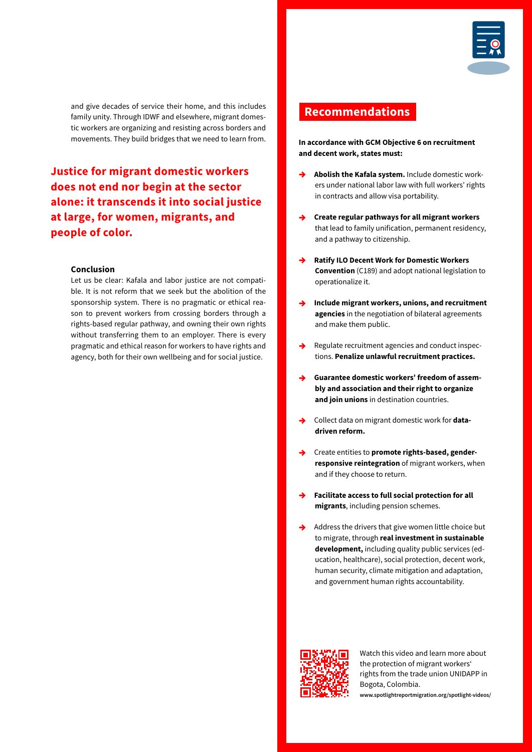and give decades of service their home, and this includes family unity. Through IDWF and elsewhere, migrant domestic workers are organizing and resisting across borders and movements. They build bridges that we need to learn from.

**Justice for migrant domestic workers does not end nor begin at the sector alone: it transcends it into social justice at large, for women, migrants, and people of color.**

### Conclusion

Let us be clear: Kafala and labor justice are not compatible. It is not reform that we seek but the abolition of the sponsorship system. There is no pragmatic or ethical reason to prevent workers from crossing borders through a rights-based regular pathway, and owning their own rights without transferring them to an employer. There is every pragmatic and ethical reason for workers to have rights and agency, both for their own wellbeing and for social justice.

## Recommendations

**In accordance with GCM Objective 6 on recruitment and decent work, states must:**

- **Abolish the Kafala system.** Include domestic workers under national labor law with full workers' rights in contracts and allow visa portability.
- **Create regular pathways for all migrant workers** that lead to family unification, permanent residency, and a pathway to citizenship.
- **Ratify ILO Decent Work for Domestic Workers Convention** (C189) and adopt national legislation to operationalize it.
- **Include migrant workers, unions, and recruitment agencies** in the negotiation of bilateral agreements and make them public.
- Regulate recruitment agencies and conduct inspections. **Penalize unlawful recruitment practices.**
- **Guarantee domestic workers' freedom of assembly and association and their right to organize and join unions** in destination countries.
- Collect data on migrant domestic work for **data-driven reform.**
- Create entities to **promote rights-based, gender-responsive reintegration** of migrant workers, when and if they choose to return.
- **Facilitate access to full social protection for all migrants**, including pension schemes.
- Address the drivers that give women little choice but to migrate, through **real investment in sustainable development,** including quality public services (education, healthcare), social protection, decent work, human security, climate mitigation and adaptation, and government human rights accountability.

Watch this video and learn more about the protection of migrant workers' rights from the trade union UNIDAPP in Bogota, Colombia.
www.spotlightreportmigration.org/spotlight-videos/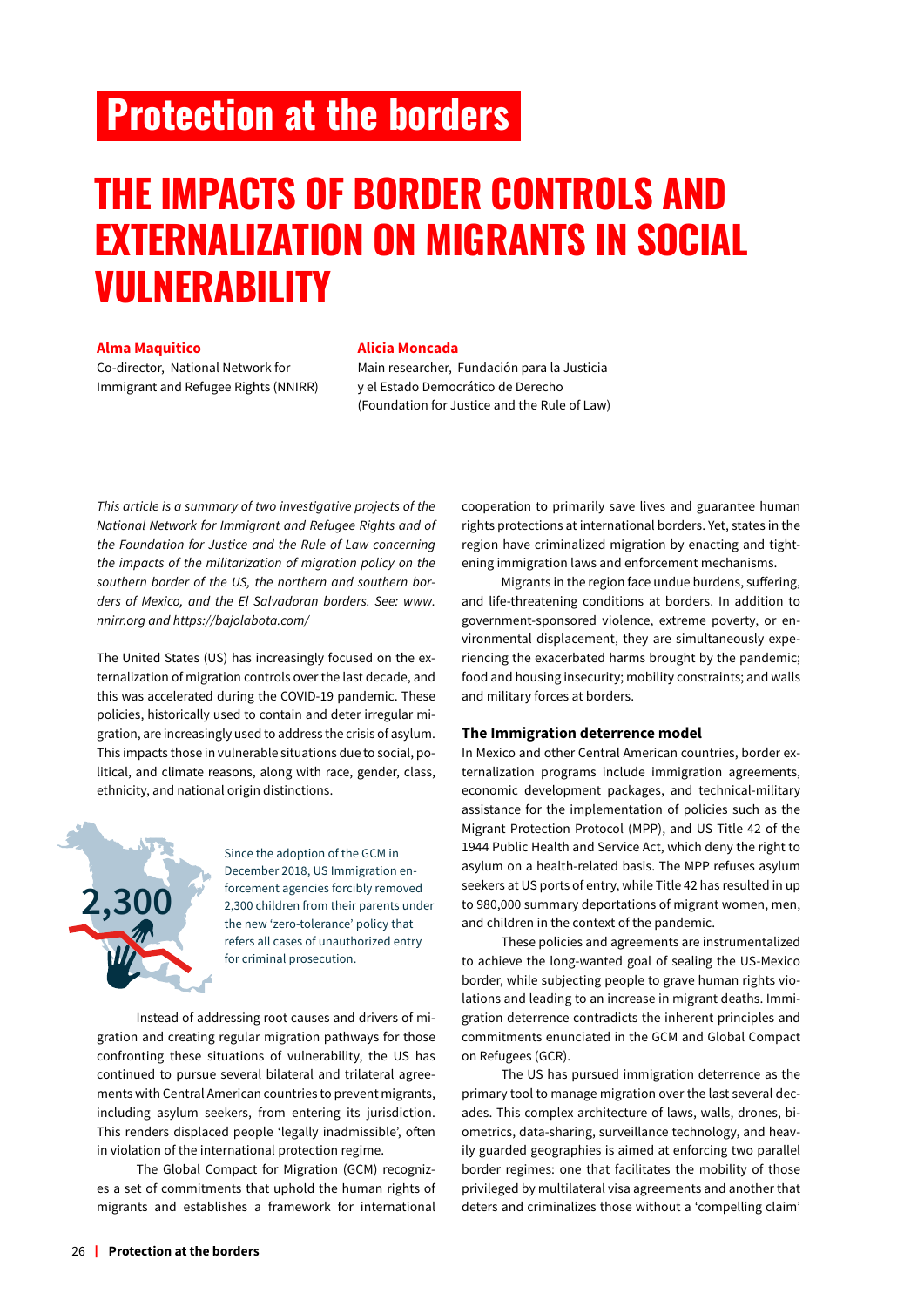# Protection at the borders

# THE IMPACTS OF BORDER CONTROLS AND EXTERNALIZATION ON MIGRANTS IN SOCIAL VULNERABILITY

**Alma Maquitico**
Co-director, National Network for Immigrant and Refugee Rights (NNIRR)

**Alicia Moncada**
Main researcher, Fundación para la Justicia y el Estado Democrático de Derecho (Foundation for Justice and the Rule of Law)

*This article is a summary of two investigative projects of the National Network for Immigrant and Refugee Rights and of the Foundation for Justice and the Rule of Law concerning the impacts of the militarization of migration policy on the southern border of the US, the northern and southern borders of Mexico, and the El Salvadoran borders. See: www.nnirr.org and https://bajolabota.com/*

The United States (US) has increasingly focused on the externalization of migration controls over the last decade, and this was accelerated during the COVID-19 pandemic. These policies, historically used to contain and deter irregular migration, are increasingly used to address the crisis of asylum. This impacts those in vulnerable situations due to social, political, and climate reasons, along with race, gender, class, ethnicity, and national origin distinctions.

2,300

Since the adoption of the GCM in December 2018, US Immigration enforcement agencies forcibly removed 2,300 children from their parents under the new 'zero-tolerance' policy that refers all cases of unauthorized entry for criminal prosecution.

Instead of addressing root causes and drivers of migration and creating regular migration pathways for those confronting these situations of vulnerability, the US has continued to pursue several bilateral and trilateral agreements with Central American countries to prevent migrants, including asylum seekers, from entering its jurisdiction. This renders displaced people 'legally inadmissible', often in violation of the international protection regime.

The Global Compact for Migration (GCM) recognizes a set of commitments that uphold the human rights of migrants and establishes a framework for international cooperation to primarily save lives and guarantee human rights protections at international borders. Yet, states in the region have criminalized migration by enacting and tightening immigration laws and enforcement mechanisms.

Migrants in the region face undue burdens, suffering, and life-threatening conditions at borders. In addition to government-sponsored violence, extreme poverty, or environmental displacement, they are simultaneously experiencing the exacerbated harms brought by the pandemic; food and housing insecurity; mobility constraints; and walls and military forces at borders.

### The Immigration deterrence model

In Mexico and other Central American countries, border externalization programs include immigration agreements, economic development packages, and technical-military assistance for the implementation of policies such as the Migrant Protection Protocol (MPP), and US Title 42 of the 1944 Public Health and Service Act, which deny the right to asylum on a health-related basis. The MPP refuses asylum seekers at US ports of entry, while Title 42 has resulted in up to 980,000 summary deportations of migrant women, men, and children in the context of the pandemic.

These policies and agreements are instrumentalized to achieve the long-wanted goal of sealing the US-Mexico border, while subjecting people to grave human rights violations and leading to an increase in migrant deaths. Immigration deterrence contradicts the inherent principles and commitments enunciated in the GCM and Global Compact on Refugees (GCR).

The US has pursued immigration deterrence as the primary tool to manage migration over the last several decades. This complex architecture of laws, walls, drones, biometrics, data-sharing, surveillance technology, and heavily guarded geographies is aimed at enforcing two parallel border regimes: one that facilitates the mobility of those privileged by multilateral visa agreements and another that deters and criminalizes those without a 'compelling claim'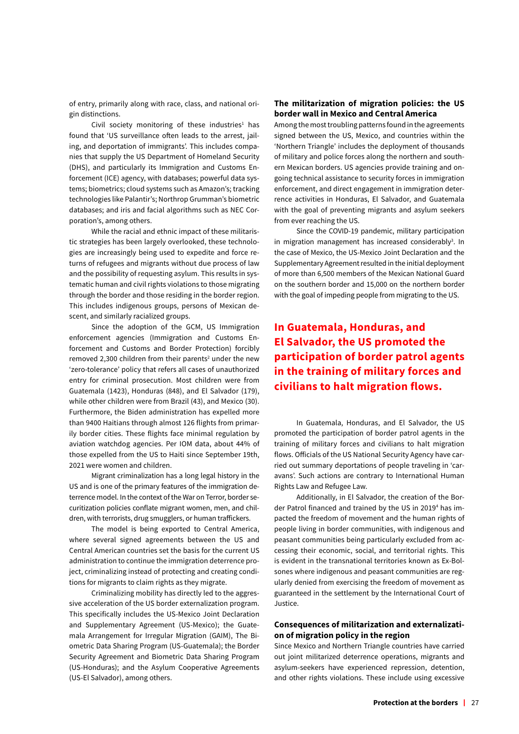of entry, primarily along with race, class, and national origin distinctions.

Civil society monitoring of these industries[1] has found that 'US surveillance often leads to the arrest, jailing, and deportation of immigrants'. This includes companies that supply the US Department of Homeland Security (DHS), and particularly its Immigration and Customs Enforcement (ICE) agency, with databases; powerful data systems; biometrics; cloud systems such as Amazon's; tracking technologies like Palantir's; Northrop Grumman's biometric databases; and iris and facial algorithms such as NEC Corporation's, among others.

While the racial and ethnic impact of these militaristic strategies has been largely overlooked, these technologies are increasingly being used to expedite and force returns of refugees and migrants without due process of law and the possibility of requesting asylum. This results in systematic human and civil rights violations to those migrating through the border and those residing in the border region. This includes indigenous groups, persons of Mexican descent, and similarly racialized groups.

Since the adoption of the GCM, US Immigration enforcement agencies (Immigration and Customs Enforcement and Customs and Border Protection) forcibly removed 2,300 children from their parents[2] under the new 'zero-tolerance' policy that refers all cases of unauthorized entry for criminal prosecution. Most children were from Guatemala (1423), Honduras (848), and El Salvador (179), while other children were from Brazil (43), and Mexico (30). Furthermore, the Biden administration has expelled more than 9400 Haitians through almost 126 flights from primarily border cities. These flights face minimal regulation by aviation watchdog agencies. Per IOM data, about 44% of those expelled from the US to Haiti since September 19th, 2021 were women and children.

Migrant criminalization has a long legal history in the US and is one of the primary features of the immigration deterrence model. In the context of the War on Terror, border securitization policies conflate migrant women, men, and children, with terrorists, drug smugglers, or human traffickers.

The model is being exported to Central America, where several signed agreements between the US and Central American countries set the basis for the current US administration to continue the immigration deterrence project, criminalizing instead of protecting and creating conditions for migrants to claim rights as they migrate.

Criminalizing mobility has directly led to the aggressive acceleration of the US border externalization program. This specifically includes the US-Mexico Joint Declaration and Supplementary Agreement (US-Mexico); the Guatemala Arrangement for Irregular Migration (GAIM), The Biometric Data Sharing Program (US-Guatemala); the Border Security Agreement and Biometric Data Sharing Program (US-Honduras); and the Asylum Cooperative Agreements (US-El Salvador), among others.

### The militarization of migration policies: the US border wall in Mexico and Central America

Among the most troubling patterns found in the agreements signed between the US, Mexico, and countries within the 'Northern Triangle' includes the deployment of thousands of military and police forces along the northern and southern Mexican borders. US agencies provide training and ongoing technical assistance to security forces in immigration enforcement, and direct engagement in immigration deterrence activities in Honduras, El Salvador, and Guatemala with the goal of preventing migrants and asylum seekers from ever reaching the US.

Since the COVID-19 pandemic, military participation in migration management has increased considerably[3]. In the case of Mexico, the US-Mexico Joint Declaration and the Supplementary Agreement resulted in the initial deployment of more than 6,500 members of the Mexican National Guard on the southern border and 15,000 on the northern border with the goal of impeding people from migrating to the US.

**In Guatemala, Honduras, and El Salvador, the US promoted the participation of border patrol agents in the training of military forces and civilians to halt migration flows.**

In Guatemala, Honduras, and El Salvador, the US promoted the participation of border patrol agents in the training of military forces and civilians to halt migration flows. Officials of the US National Security Agency have carried out summary deportations of people traveling in 'caravans'. Such actions are contrary to International Human Rights Law and Refugee Law.

Additionally, in El Salvador, the creation of the Border Patrol financed and trained by the US in 2019[4] has impacted the freedom of movement and the human rights of people living in border communities, with indigenous and peasant communities being particularly excluded from accessing their economic, social, and territorial rights. This is evident in the transnational territories known as Ex-Bolsones where indigenous and peasant communities are regularly denied from exercising the freedom of movement as guaranteed in the settlement by the International Court of Justice.

### Consequences of militarization and externalization of migration policy in the region

Since Mexico and Northern Triangle countries have carried out joint militarized deterrence operations, migrants and asylum-seekers have experienced repression, detention, and other rights violations. These include using excessive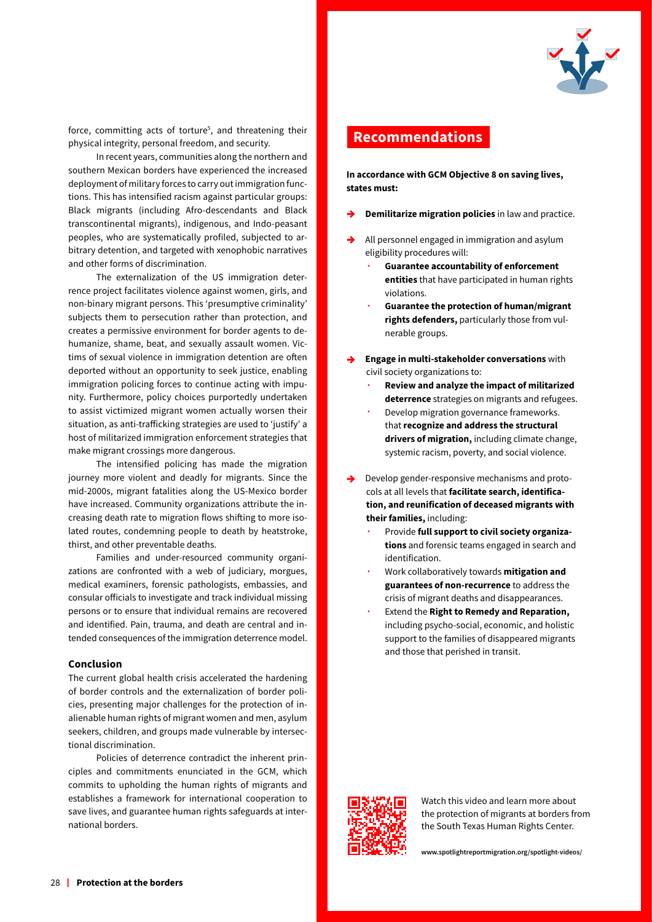force, committing acts of torture[5], and threatening their physical integrity, personal freedom, and security.

In recent years, communities along the northern and southern Mexican borders have experienced the increased deployment of military forces to carry out immigration functions. This has intensified racism against particular groups: Black migrants (including Afro-descendants and Black transcontinental migrants), indigenous, and Indo-peasant peoples, who are systematically profiled, subjected to arbitrary detention, and targeted with xenophobic narratives and other forms of discrimination.

The externalization of the US immigration deterrence project facilitates violence against women, girls, and non-binary migrant persons. This 'presumptive criminality' subjects them to persecution rather than protection, and creates a permissive environment for border agents to dehumanize, shame, beat, and sexually assault women. Victims of sexual violence in immigration detention are often deported without an opportunity to seek justice, enabling immigration policing forces to continue acting with impunity. Furthermore, policy choices purportedly undertaken to assist victimized migrant women actually worsen their situation, as anti-trafficking strategies are used to 'justify' a host of militarized immigration enforcement strategies that make migrant crossings more dangerous.

The intensified policing has made the migration journey more violent and deadly for migrants. Since the mid-2000s, migrant fatalities along the US-Mexico border have increased. Community organizations attribute the increasing death rate to migration flows shifting to more isolated routes, condemning people to death by heatstroke, thirst, and other preventable deaths.

Families and under-resourced community organizations are confronted with a web of judiciary, morgues, medical examiners, forensic pathologists, embassies, and consular officials to investigate and track individual missing persons or to ensure that individual remains are recovered and identified. Pain, trauma, and death are central and intended consequences of the immigration deterrence model.

### Conclusion

The current global health crisis accelerated the hardening of border controls and the externalization of border policies, presenting major challenges for the protection of inalienable human rights of migrant women and men, asylum seekers, children, and groups made vulnerable by intersectional discrimination.

Policies of deterrence contradict the inherent principles and commitments enunciated in the GCM, which commits to upholding the human rights of migrants and establishes a framework for international cooperation to save lives, and guarantee human rights safeguards at international borders.

## Recommendations

**In accordance with GCM Objective 8 on saving lives, states must:**

- **Demilitarize migration policies** in law and practice.
- All personnel engaged in immigration and asylum eligibility procedures will:
  - **Guarantee accountability of enforcement entities** that have participated in human rights violations.
  - **Guarantee the protection of human/migrant rights defenders,** particularly those from vulnerable groups.
- **Engage in multi-stakeholder conversations** with civil society organizations to:
  - **Review and analyze the impact of militarized deterrence** strategies on migrants and refugees.
  - Develop migration governance frameworks. that **recognize and address the structural drivers of migration,** including climate change, systemic racism, poverty, and social violence.
- Develop gender-responsive mechanisms and protocols at all levels that **facilitate search, identification, and reunification of deceased migrants with their families,** including:
  - Provide **full support to civil society organizations** and forensic teams engaged in search and identification.
  - Work collaboratively towards **mitigation and guarantees of non-recurrence** to address the crisis of migrant deaths and disappearances.
  - Extend the **Right to Remedy and Reparation,** including psycho-social, economic, and holistic support to the families of disappeared migrants and those that perished in transit.

Watch this video and learn more about the protection of migrants at borders from the South Texas Human Rights Center.

www.spotlightreportmigration.org/spotlight-videos/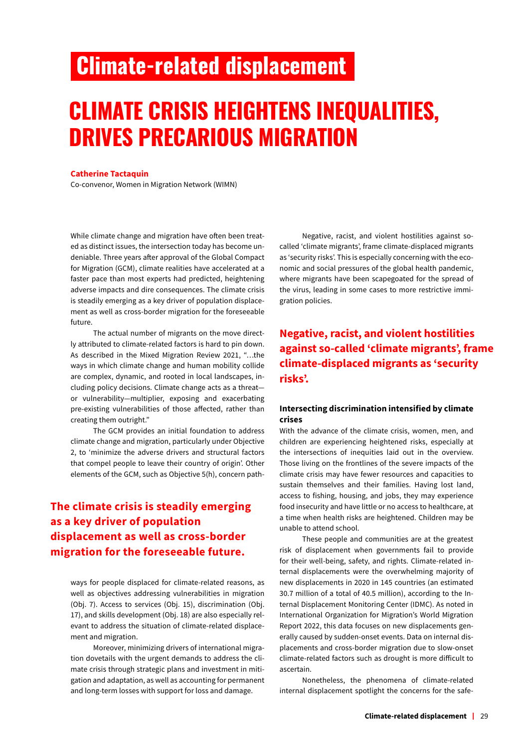# Climate-related displacement

## CLIMATE CRISIS HEIGHTENS INEQUALITIES, DRIVES PRECARIOUS MIGRATION

**Catherine Tactaquin**
Co-convenor, Women in Migration Network (WIMN)

While climate change and migration have often been treated as distinct issues, the intersection today has become undeniable. Three years after approval of the Global Compact for Migration (GCM), climate realities have accelerated at a faster pace than most experts had predicted, heightening adverse impacts and dire consequences. The climate crisis is steadily emerging as a key driver of population displacement as well as cross-border migration for the foreseeable future.

The actual number of migrants on the move directly attributed to climate-related factors is hard to pin down. As described in the Mixed Migration Review 2021, "…the ways in which climate change and human mobility collide are complex, dynamic, and rooted in local landscapes, including policy decisions. Climate change acts as a threat—or vulnerability—multiplier, exposing and exacerbating pre-existing vulnerabilities of those affected, rather than creating them outright."

The GCM provides an initial foundation to address climate change and migration, particularly under Objective 2, to 'minimize the adverse drivers and structural factors that compel people to leave their country of origin'. Other elements of the GCM, such as Objective 5(h), concern pathways for people displaced for climate-related reasons, as well as objectives addressing vulnerabilities in migration (Obj. 7). Access to services (Obj. 15), discrimination (Obj. 17), and skills development (Obj. 18) are also especially relevant to address the situation of climate-related displacement and migration.

**The climate crisis is steadily emerging as a key driver of population displacement as well as cross-border migration for the foreseeable future.**

Moreover, minimizing drivers of international migration dovetails with the urgent demands to address the climate crisis through strategic plans and investment in mitigation and adaptation, as well as accounting for permanent and long-term losses with support for loss and damage.

Negative, racist, and violent hostilities against so-called 'climate migrants', frame climate-displaced migrants as 'security risks'. This is especially concerning with the economic and social pressures of the global health pandemic, where migrants have been scapegoated for the spread of the virus, leading in some cases to more restrictive immigration policies.

**Negative, racist, and violent hostilities against so-called 'climate migrants', frame climate-displaced migrants as 'security risks'.**

### Intersecting discrimination intensified by climate crises

With the advance of the climate crisis, women, men, and children are experiencing heightened risks, especially at the intersections of inequities laid out in the overview. Those living on the frontlines of the severe impacts of the climate crisis may have fewer resources and capacities to sustain themselves and their families. Having lost land, access to fishing, housing, and jobs, they may experience food insecurity and have little or no access to healthcare, at a time when health risks are heightened. Children may be unable to attend school.

These people and communities are at the greatest risk of displacement when governments fail to provide for their well-being, safety, and rights. Climate-related internal displacements were the overwhelming majority of new displacements in 2020 in 145 countries (an estimated 30.7 million of a total of 40.5 million), according to the Internal Displacement Monitoring Center (IDMC). As noted in International Organization for Migration's World Migration Report 2022, this data focuses on new displacements generally caused by sudden-onset events. Data on internal displacements and cross-border migration due to slow-onset climate-related factors such as drought is more difficult to ascertain.

Nonetheless, the phenomena of climate-related internal displacement spotlight the concerns for the safe-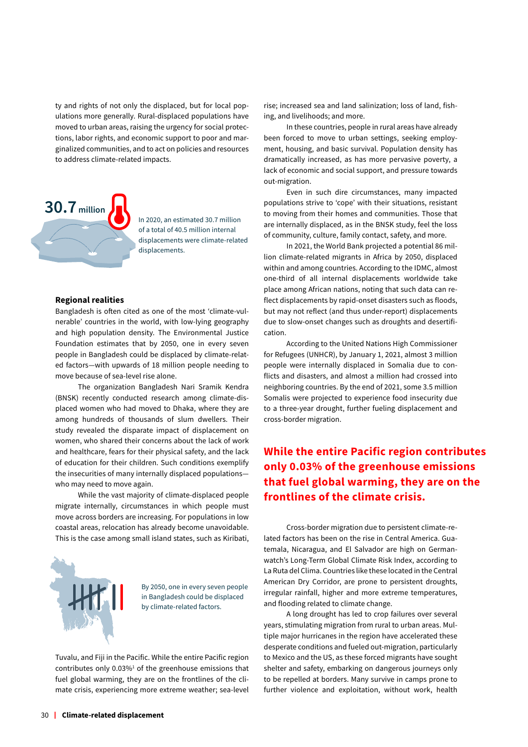ty and rights of not only the displaced, but for local populations more generally. Rural-displaced populations have moved to urban areas, raising the urgency for social protections, labor rights, and economic support to poor and marginalized communities, and to act on policies and resources to address climate-related impacts.

30.7 million

In 2020, an estimated 30.7 million of a total of 40.5 million internal displacements were climate-related displacements.

### Regional realities

Bangladesh is often cited as one of the most 'climate-vulnerable' countries in the world, with low-lying geography and high population density. The Environmental Justice Foundation estimates that by 2050, one in every seven people in Bangladesh could be displaced by climate-related factors—with upwards of 18 million people needing to move because of sea-level rise alone.

The organization Bangladesh Nari Sramik Kendra (BNSK) recently conducted research among climate-displaced women who had moved to Dhaka, where they are among hundreds of thousands of slum dwellers. Their study revealed the disparate impact of displacement on women, who shared their concerns about the lack of work and healthcare, fears for their physical safety, and the lack of education for their children. Such conditions exemplify the insecurities of many internally displaced populations—who may need to move again.

While the vast majority of climate-displaced people migrate internally, circumstances in which people must move across borders are increasing. For populations in low coastal areas, relocation has already become unavoidable. This is the case among small island states, such as Kiribati,

By 2050, one in every seven people in Bangladesh could be displaced by climate-related factors.

Tuvalu, and Fiji in the Pacific. While the entire Pacific region contributes only 0.03%[1] of the greenhouse emissions that fuel global warming, they are on the frontlines of the climate crisis, experiencing more extreme weather; sea-level rise; increased sea and land salinization; loss of land, fishing, and livelihoods; and more.

In these countries, people in rural areas have already been forced to move to urban settings, seeking employment, housing, and basic survival. Population density has dramatically increased, as has more pervasive poverty, a lack of economic and social support, and pressure towards out-migration.

Even in such dire circumstances, many impacted populations strive to 'cope' with their situations, resistant to moving from their homes and communities. Those that are internally displaced, as in the BNSK study, feel the loss of community, culture, family contact, safety, and more.

In 2021, the World Bank projected a potential 86 million climate-related migrants in Africa by 2050, displaced within and among countries. According to the IDMC, almost one-third of all internal displacements worldwide take place among African nations, noting that such data can reflect displacements by rapid-onset disasters such as floods, but may not reflect (and thus under-report) displacements due to slow-onset changes such as droughts and desertification.

According to the United Nations High Commissioner for Refugees (UNHCR), by January 1, 2021, almost 3 million people were internally displaced in Somalia due to conflicts and disasters, and almost a million had crossed into neighboring countries. By the end of 2021, some 3.5 million Somalis were projected to experience food insecurity due to a three-year drought, further fueling displacement and cross-border migration.

**While the entire Pacific region contributes only 0.03% of the greenhouse emissions that fuel global warming, they are on the frontlines of the climate crisis.**

Cross-border migration due to persistent climate-related factors has been on the rise in Central America. Guatemala, Nicaragua, and El Salvador are high on Germanwatch's Long-Term Global Climate Risk Index, according to La Ruta del Clima. Countries like these located in the Central American Dry Corridor, are prone to persistent droughts, irregular rainfall, higher and more extreme temperatures, and flooding related to climate change.

A long drought has led to crop failures over several years, stimulating migration from rural to urban areas. Multiple major hurricanes in the region have accelerated these desperate conditions and fueled out-migration, particularly to Mexico and the US, as these forced migrants have sought shelter and safety, embarking on dangerous journeys only to be repelled at borders. Many survive in camps prone to further violence and exploitation, without work, health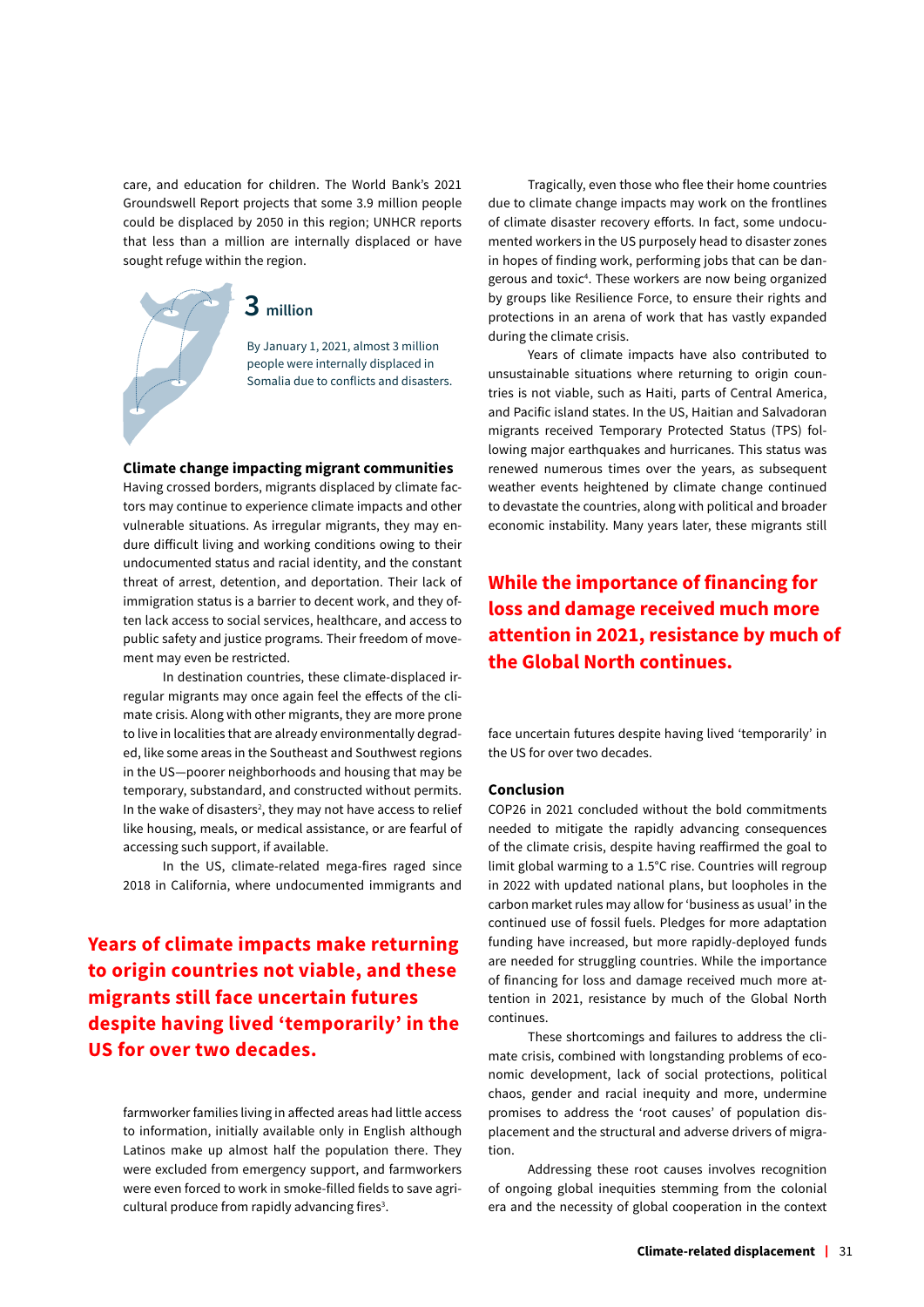care, and education for children. The World Bank's 2021 Groundswell Report projects that some 3.9 million people could be displaced by 2050 in this region; UNHCR reports that less than a million are internally displaced or have sought refuge within the region.

**3 million**

By January 1, 2021, almost 3 million people were internally displaced in Somalia due to conflicts and disasters.

### Climate change impacting migrant communities

Having crossed borders, migrants displaced by climate factors may continue to experience climate impacts and other vulnerable situations. As irregular migrants, they may endure difficult living and working conditions owing to their undocumented status and racial identity, and the constant threat of arrest, detention, and deportation. Their lack of immigration status is a barrier to decent work, and they often lack access to social services, healthcare, and access to public safety and justice programs. Their freedom of movement may even be restricted.

In destination countries, these climate-displaced irregular migrants may once again feel the effects of the climate crisis. Along with other migrants, they are more prone to live in localities that are already environmentally degraded, like some areas in the Southeast and Southwest regions in the US—poorer neighborhoods and housing that may be temporary, substandard, and constructed without permits. In the wake of disasters[2], they may not have access to relief like housing, meals, or medical assistance, or are fearful of accessing such support, if available.

In the US, climate-related mega-fires raged since 2018 in California, where undocumented immigrants and farmworker families living in affected areas had little access to information, initially available only in English although Latinos make up almost half the population there. They were excluded from emergency support, and farmworkers were even forced to work in smoke-filled fields to save agricultural produce from rapidly advancing fires[3].

**Years of climate impacts make returning to origin countries not viable, and these migrants still face uncertain futures despite having lived 'temporarily' in the US for over two decades.**

Tragically, even those who flee their home countries due to climate change impacts may work on the frontlines of climate disaster recovery efforts. In fact, some undocumented workers in the US purposely head to disaster zones in hopes of finding work, performing jobs that can be dangerous and toxic[4]. These workers are now being organized by groups like Resilience Force, to ensure their rights and protections in an arena of work that has vastly expanded during the climate crisis.

Years of climate impacts have also contributed to unsustainable situations where returning to origin countries is not viable, such as Haiti, parts of Central America, and Pacific island states. In the US, Haitian and Salvadoran migrants received Temporary Protected Status (TPS) following major earthquakes and hurricanes. This status was renewed numerous times over the years, as subsequent weather events heightened by climate change continued to devastate the countries, along with political and broader economic instability. Many years later, these migrants still face uncertain futures despite having lived 'temporarily' in the US for over two decades.

**While the importance of financing for loss and damage received much more attention in 2021, resistance by much of the Global North continues.**

### Conclusion

COP26 in 2021 concluded without the bold commitments needed to mitigate the rapidly advancing consequences of the climate crisis, despite having reaffirmed the goal to limit global warming to a 1.5°C rise. Countries will regroup in 2022 with updated national plans, but loopholes in the carbon market rules may allow for 'business as usual' in the continued use of fossil fuels. Pledges for more adaptation funding have increased, but more rapidly-deployed funds are needed for struggling countries. While the importance of financing for loss and damage received much more attention in 2021, resistance by much of the Global North continues.

These shortcomings and failures to address the climate crisis, combined with longstanding problems of economic development, lack of social protections, political chaos, gender and racial inequity and more, undermine promises to address the 'root causes' of population displacement and the structural and adverse drivers of migration.

Addressing these root causes involves recognition of ongoing global inequities stemming from the colonial era and the necessity of global cooperation in the context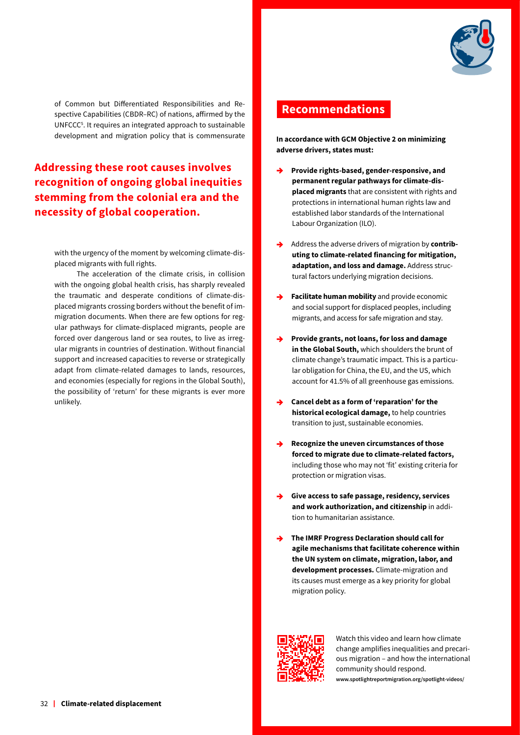of Common but Differentiated Responsibilities and Respective Capabilities (CBDR–RC) of nations, affirmed by the UNFCCC[5]. It requires an integrated approach to sustainable development and migration policy that is commensurate with the urgency of the moment by welcoming climate-displaced migrants with full rights.

**Addressing these root causes involves recognition of ongoing global inequities stemming from the colonial era and the necessity of global cooperation.**

The acceleration of the climate crisis, in collision with the ongoing global health crisis, has sharply revealed the traumatic and desperate conditions of climate-displaced migrants crossing borders without the benefit of immigration documents. When there are few options for regular pathways for climate-displaced migrants, people are forced over dangerous land or sea routes, to live as irregular migrants in countries of destination. Without financial support and increased capacities to reverse or strategically adapt from climate-related damages to lands, resources, and economies (especially for regions in the Global South), the possibility of 'return' for these migrants is ever more unlikely.

## Recommendations

**In accordance with GCM Objective 2 on minimizing adverse drivers, states must:**

- **Provide rights-based, gender-responsive, and permanent regular pathways for climate-displaced migrants** that are consistent with rights and protections in international human rights law and established labor standards of the International Labour Organization (ILO).
- Address the adverse drivers of migration by **contributing to climate-related financing for mitigation, adaptation, and loss and damage.** Address structural factors underlying migration decisions.
- **Facilitate human mobility** and provide economic and social support for displaced peoples, including migrants, and access for safe migration and stay.
- **Provide grants, not loans, for loss and damage in the Global South,** which shoulders the brunt of climate change's traumatic impact. This is a particular obligation for China, the EU, and the US, which account for 41.5% of all greenhouse gas emissions.
- **Cancel debt as a form of 'reparation' for the historical ecological damage,** to help countries transition to just, sustainable economies.
- **Recognize the uneven circumstances of those forced to migrate due to climate-related factors,** including those who may not 'fit' existing criteria for protection or migration visas.
- **Give access to safe passage, residency, services and work authorization, and citizenship** in addition to humanitarian assistance.
- **The IMRF Progress Declaration should call for agile mechanisms that facilitate coherence within the UN system on climate, migration, labor, and development processes.** Climate-migration and its causes must emerge as a key priority for global migration policy.

Watch this video and learn how climate change amplifies inequalities and precarious migration – and how the international community should respond.
www.spotlightreportmigration.org/spotlight-videos/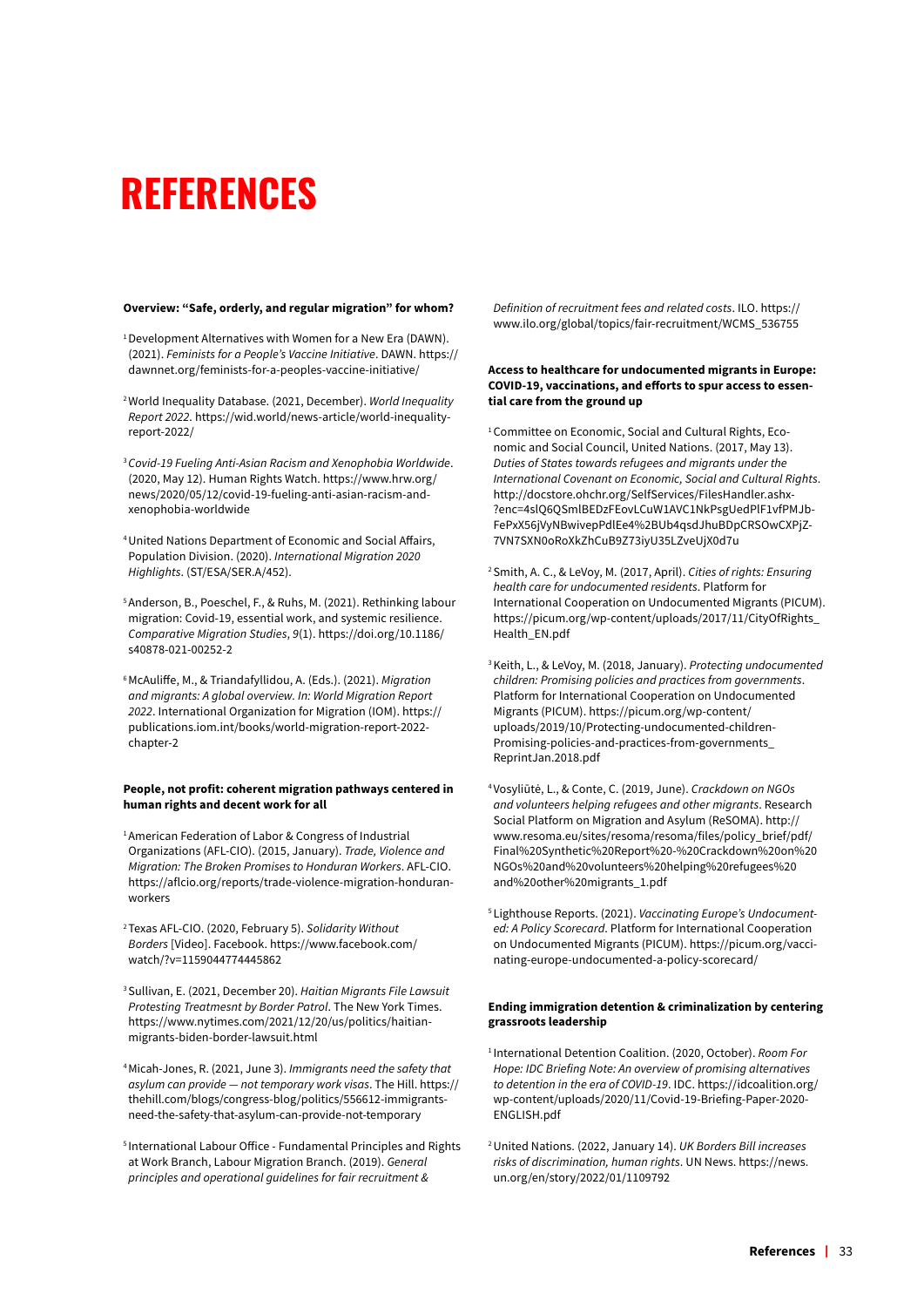# REFERENCES

**Overview: "Safe, orderly, and regular migration" for whom?**

[1] Development Alternatives with Women for a New Era (DAWN). (2021). *Feminists for a People's Vaccine Initiative*. DAWN. https://dawnnet.org/feminists-for-a-peoples-vaccine-initiative/

[2] World Inequality Database. (2021, December). *World Inequality Report 2022*. https://wid.world/news-article/world-inequality-report-2022/

[3] *Covid-19 Fueling Anti-Asian Racism and Xenophobia Worldwide*. (2020, May 12). Human Rights Watch. https://www.hrw.org/news/2020/05/12/covid-19-fueling-anti-asian-racism-and-xenophobia-worldwide

[4] United Nations Department of Economic and Social Affairs, Population Division. (2020). *International Migration 2020 Highlights*. (ST/ESA/SER.A/452).

[5] Anderson, B., Poeschel, F., & Ruhs, M. (2021). Rethinking labour migration: Covid-19, essential work, and systemic resilience. *Comparative Migration Studies*, *9*(1). https://doi.org/10.1186/s40878-021-00252-2

[6] McAuliffe, M., & Triandafyllidou, A. (Eds.). (2021). *Migration and migrants: A global overview. In: World Migration Report 2022*. International Organization for Migration (IOM). https://publications.iom.int/books/world-migration-report-2022-chapter-2

**People, not profit: coherent migration pathways centered in human rights and decent work for all**

[1] American Federation of Labor & Congress of Industrial Organizations (AFL-CIO). (2015, January). *Trade, Violence and Migration: The Broken Promises to Honduran Workers*. AFL-CIO. https://aflcio.org/reports/trade-violence-migration-honduran-workers

[2] Texas AFL-CIO. (2020, February 5). *Solidarity Without Borders* [Video]. Facebook. https://www.facebook.com/watch/?v=1159044774445862

[3] Sullivan, E. (2021, December 20). *Haitian Migrants File Lawsuit Protesting Treatmesnt by Border Patrol*. The New York Times. https://www.nytimes.com/2021/12/20/us/politics/haitian-migrants-biden-border-lawsuit.html

[4] Micah-Jones, R. (2021, June 3). *Immigrants need the safety that asylum can provide — not temporary work visas*. The Hill. https://thehill.com/blogs/congress-blog/politics/556612-immigrants-need-the-safety-that-asylum-can-provide-not-temporary

[5] International Labour Office - Fundamental Principles and Rights at Work Branch, Labour Migration Branch. (2019). *General principles and operational guidelines for fair recruitment & Definition of recruitment fees and related costs*. ILO. https://www.ilo.org/global/topics/fair-recruitment/WCMS_536755

**Access to healthcare for undocumented migrants in Europe: COVID-19, vaccinations, and efforts to spur access to essential care from the ground up**

[1] Committee on Economic, Social and Cultural Rights, Economic and Social Council, United Nations. (2017, May 13). *Duties of States towards refugees and migrants under the International Covenant on Economic, Social and Cultural Rights*. http://docstore.ohchr.org/SelfServices/FilesHandler.ashx?enc=4slQ6QSmlBEDzFEovLCuW1AVC1NkPsgUedPlF1vfPMJbFePxX56jVyNBwivepPdlEe4%2BUb4qsdJhuBDpCRSOwCXPjZ7VN7SXN0oRoXkZhCuB9Z73iyU35LZveUjX0d7u

[2] Smith, A. C., & LeVoy, M. (2017, April). *Cities of rights: Ensuring health care for undocumented residents*. Platform for International Cooperation on Undocumented Migrants (PICUM). https://picum.org/wp-content/uploads/2017/11/CityOfRights_Health_EN.pdf

[3] Keith, L., & LeVoy, M. (2018, January). *Protecting undocumented children: Promising policies and practices from governments*. Platform for International Cooperation on Undocumented Migrants (PICUM). https://picum.org/wp-content/uploads/2019/10/Protecting-undocumented-children-Promising-policies-and-practices-from-governments_ReprintJan.2018.pdf

[4] Vosyliūtė, L., & Conte, C. (2019, June). *Crackdown on NGOs and volunteers helping refugees and other migrants*. Research Social Platform on Migration and Asylum (ReSOMA). http://www.resoma.eu/sites/resoma/resoma/files/policy_brief/pdf/Final%20Synthetic%20Report%20-%20Crackdown%20on%20NGOs%20and%20volunteers%20helping%20refugees%20and%20other%20migrants_1.pdf

[5] Lighthouse Reports. (2021). *Vaccinating Europe's Undocumented: A Policy Scorecard*. Platform for International Cooperation on Undocumented Migrants (PICUM). https://picum.org/vaccinating-europe-undocumented-a-policy-scorecard/

**Ending immigration detention & criminalization by centering grassroots leadership**

[1] International Detention Coalition. (2020, October). *Room For Hope: IDC Briefing Note: An overview of promising alternatives to detention in the era of COVID-19*. IDC. https://idcoalition.org/wp-content/uploads/2020/11/Covid-19-Briefing-Paper-2020-ENGLISH.pdf

[2] United Nations. (2022, January 14). *UK Borders Bill increases risks of discrimination, human rights*. UN News. https://news.un.org/en/story/2022/01/1109792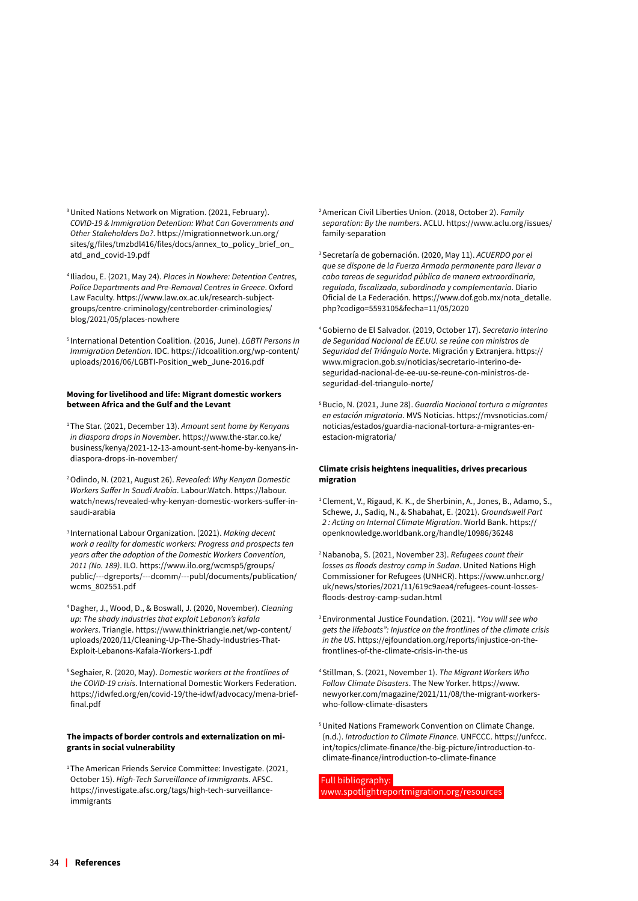[3] United Nations Network on Migration. (2021, February). *COVID-19 & Immigration Detention: What Can Governments and Other Stakeholders Do?*. https://migrationnetwork.un.org/sites/g/files/tmzbdl416/files/docs/annex_to_policy_brief_on_atd_and_covid-19.pdf

[4] Iliadou, E. (2021, May 24). *Places in Nowhere: Detention Centres, Police Departments and Pre-Removal Centres in Greece*. Oxford Law Faculty. https://www.law.ox.ac.uk/research-subject-groups/centre-criminology/centreborder-criminologies/blog/2021/05/places-nowhere

[5] International Detention Coalition. (2016, June). *LGBTI Persons in Immigration Detention*. IDC. https://idcoalition.org/wp-content/uploads/2016/06/LGBTI-Position_web_June-2016.pdf

**Moving for livelihood and life: Migrant domestic workers between Africa and the Gulf and the Levant**

[1] The Star. (2021, December 13). *Amount sent home by Kenyans in diaspora drops in November*. https://www.the-star.co.ke/business/kenya/2021-12-13-amount-sent-home-by-kenyans-in-diaspora-drops-in-november/

[2] Odindo, N. (2021, August 26). *Revealed: Why Kenyan Domestic Workers Suffer In Saudi Arabia*. Labour.Watch. https://labour.watch/news/revealed-why-kenyan-domestic-workers-suffer-in-saudi-arabia

[3] International Labour Organization. (2021). *Making decent work a reality for domestic workers: Progress and prospects ten years after the adoption of the Domestic Workers Convention, 2011 (No. 189)*. ILO. https://www.ilo.org/wcmsp5/groups/public/---dgreports/---dcomm/---publ/documents/publication/wcms_802551.pdf

[4] Dagher, J., Wood, D., & Boswall, J. (2020, November). *Cleaning up: The shady industries that exploit Lebanon's kafala workers*. Triangle. https://www.thinktriangle.net/wp-content/uploads/2020/11/Cleaning-Up-The-Shady-Industries-That-Exploit-Lebanons-Kafala-Workers-1.pdf

[5] Seghaier, R. (2020, May). *Domestic workers at the frontlines of the COVID-19 crisis*. International Domestic Workers Federation. https://idwfed.org/en/covid-19/the-idwf/advocacy/mena-brief-final.pdf

**The impacts of border controls and externalization on migrants in social vulnerability**

[1] The American Friends Service Committee: Investigate. (2021, October 15). *High-Tech Surveillance of Immigrants*. AFSC. https://investigate.afsc.org/tags/high-tech-surveillance-immigrants

[2] American Civil Liberties Union. (2018, October 2). *Family separation: By the numbers*. ACLU. https://www.aclu.org/issues/family-separation

[3] Secretaría de gobernación. (2020, May 11). *ACUERDO por el que se dispone de la Fuerza Armada permanente para llevar a cabo tareas de seguridad pública de manera extraordinaria, regulada, fiscalizada, subordinada y complementaria*. Diario Oficial de La Federación. https://www.dof.gob.mx/nota_detalle.php?codigo=5593105&fecha=11/05/2020

[4] Gobierno de El Salvador. (2019, October 17). *Secretario interino de Seguridad Nacional de EE.UU. se reúne con ministros de Seguridad del Triángulo Norte*. Migración y Extranjera. https://www.migracion.gob.sv/noticias/secretario-interino-de-seguridad-nacional-de-ee-uu-se-reune-con-ministros-de-seguridad-del-triangulo-norte/

[5] Bucio, N. (2021, June 28). *Guardia Nacional tortura a migrantes en estación migratoria*. MVS Noticias. https://mvsnoticias.com/noticias/estados/guardia-nacional-tortura-a-migrantes-en-estacion-migratoria/

**Climate crisis heightens inequalities, drives precarious migration**

[1] Clement, V., Rigaud, K. K., de Sherbinin, A., Jones, B., Adamo, S., Schewe, J., Sadiq, N., & Shabahat, E. (2021). *Groundswell Part 2 : Acting on Internal Climate Migration*. World Bank. https://openknowledge.worldbank.org/handle/10986/36248

[2] Nabanoba, S. (2021, November 23). *Refugees count their losses as floods destroy camp in Sudan*. United Nations High Commissioner for Refugees (UNHCR). https://www.unhcr.org/uk/news/stories/2021/11/619c9aea4/refugees-count-losses-floods-destroy-camp-sudan.html

[3] Environmental Justice Foundation. (2021). *"You will see who gets the lifeboats": Injustice on the frontlines of the climate crisis in the US*. https://ejfoundation.org/reports/injustice-on-the-frontlines-of-the-climate-crisis-in-the-us

[4] Stillman, S. (2021, November 1). *The Migrant Workers Who Follow Climate Disasters*. The New Yorker. https://www.newyorker.com/magazine/2021/11/08/the-migrant-workers-who-follow-climate-disasters

[5] United Nations Framework Convention on Climate Change. (n.d.). *Introduction to Climate Finance*. UNFCCC. https://unfccc.int/topics/climate-finance/the-big-picture/introduction-to-climate-finance/introduction-to-climate-finance

Full bibliography:
www.spotlightreportmigration.org/resources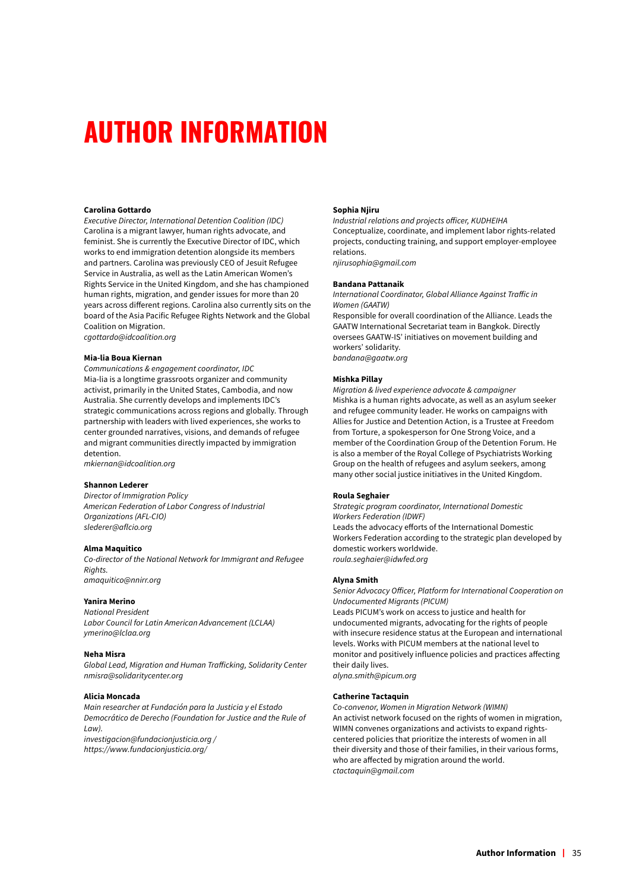# AUTHOR INFORMATION

**Carolina Gottardo**
*Executive Director, International Detention Coalition (IDC)*
Carolina is a migrant lawyer, human rights advocate, and feminist. She is currently the Executive Director of IDC, which works to end immigration detention alongside its members and partners. Carolina was previously CEO of Jesuit Refugee Service in Australia, as well as the Latin American Women's Rights Service in the United Kingdom, and she has championed human rights, migration, and gender issues for more than 20 years across different regions. Carolina also currently sits on the board of the Asia Pacific Refugee Rights Network and the Global Coalition on Migration.
*cgottardo@idcoalition.org*

**Mia-lia Boua Kiernan**
*Communications & engagement coordinator, IDC*
Mia-lia is a longtime grassroots organizer and community activist, primarily in the United States, Cambodia, and now Australia. She currently develops and implements IDC's strategic communications across regions and globally. Through partnership with leaders with lived experiences, she works to center grounded narratives, visions, and demands of refugee and migrant communities directly impacted by immigration detention.
*mkiernan@idcoalition.org*

**Shannon Lederer**
*Director of Immigration Policy*
*American Federation of Labor Congress of Industrial Organizations (AFL-CIO)*
*slederer@aflcio.org*

**Alma Maquitico**
*Co-director of the National Network for Immigrant and Refugee Rights.*
*amaquitico@nnirr.org*

**Yanira Merino**
*National President*
*Labor Council for Latin American Advancement (LCLAA)*
*ymerino@lclaa.org*

**Neha Misra**
*Global Lead, Migration and Human Trafficking, Solidarity Center*
*nmisra@solidaritycenter.org*

**Alicia Moncada**
*Main researcher at Fundación para la Justicia y el Estado Democrático de Derecho (Foundation for Justice and the Rule of Law).*
*investigacion@fundacionjusticia.org / https://www.fundacionjusticia.org/*

**Sophia Njiru**
*Industrial relations and projects officer, KUDHEIHA*
Conceptualize, coordinate, and implement labor rights-related projects, conducting training, and support employer-employee relations.
*njirusophia@gmail.com*

**Bandana Pattanaik**
*International Coordinator, Global Alliance Against Traffic in Women (GAATW)*
Responsible for overall coordination of the Alliance. Leads the GAATW International Secretariat team in Bangkok. Directly oversees GAATW-IS' initiatives on movement building and workers' solidarity.
*bandana@gaatw.org*

**Mishka Pillay**
*Migration & lived experience advocate & campaigner*
Mishka is a human rights advocate, as well as an asylum seeker and refugee community leader. He works on campaigns with Allies for Justice and Detention Action, is a Trustee at Freedom from Torture, a spokesperson for One Strong Voice, and a member of the Coordination Group of the Detention Forum. He is also a member of the Royal College of Psychiatrists Working Group on the health of refugees and asylum seekers, among many other social justice initiatives in the United Kingdom.

**Roula Seghaier**
*Strategic program coordinator, International Domestic Workers Federation (IDWF)*
Leads the advocacy efforts of the International Domestic Workers Federation according to the strategic plan developed by domestic workers worldwide.
*roula.seghaier@idwfed.org*

**Alyna Smith**
*Senior Advocacy Officer, Platform for International Cooperation on Undocumented Migrants (PICUM)*
Leads PICUM's work on access to justice and health for undocumented migrants, advocating for the rights of people with insecure residence status at the European and international levels. Works with PICUM members at the national level to monitor and positively influence policies and practices affecting their daily lives.
*alyna.smith@picum.org*

**Catherine Tactaquin**
*Co-convenor, Women in Migration Network (WIMN)*
An activist network focused on the rights of women in migration, WIMN convenes organizations and activists to expand rights-centered policies that prioritize the interests of women in all their diversity and those of their families, in their various forms, who are affected by migration around the world.
*ctactaquin@gmail.com*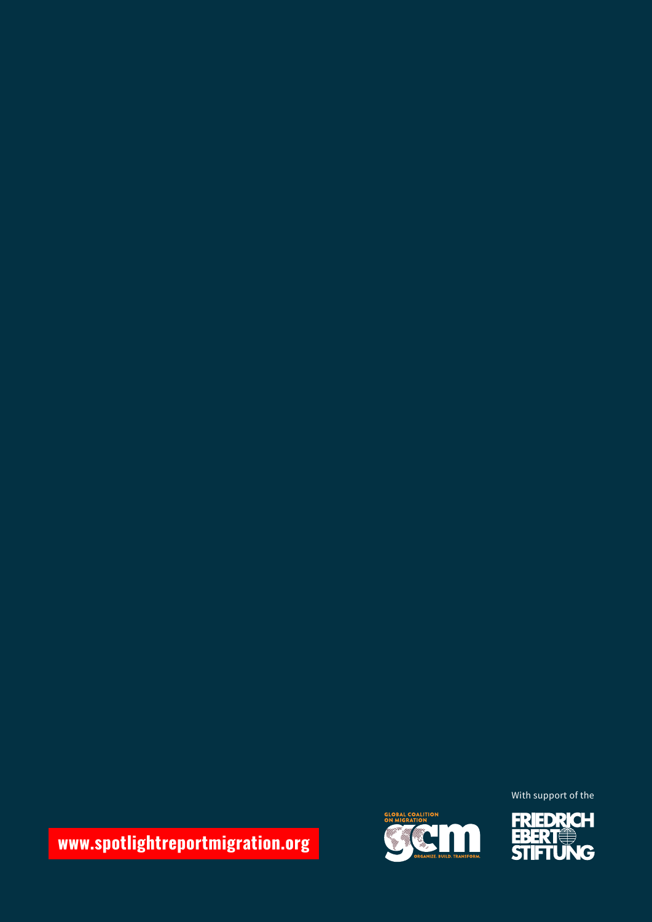www.spotlightreportmigration.org

GLOBAL COALITION ON MIGRATION

gcm

ORGANIZE. BUILD. TRANSFORM.

With support of the

FRIEDRICH EBERT STIFTUNG